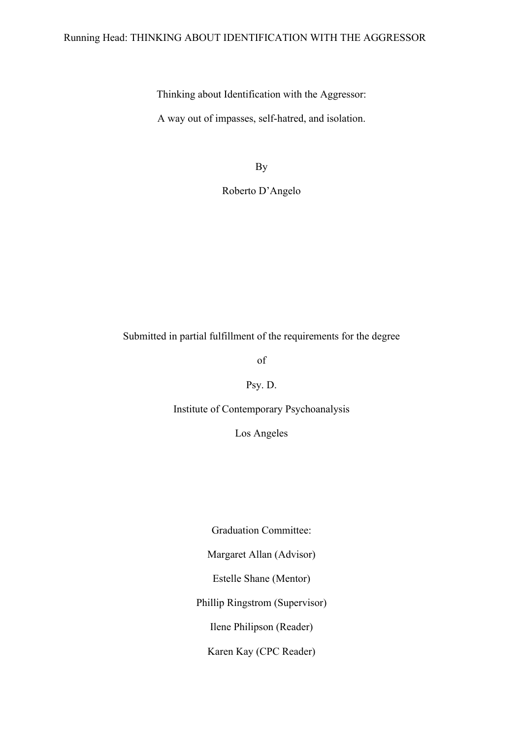# Thinking about Identification with the Aggressor:

## A way out of impasses, self-hatred, and isolation.

By

Roberto D'Angelo

Submitted in partial fulfillment of the requirements for the degree

of

Psy. D.

Institute of Contemporary Psychoanalysis

Los Angeles

Graduation Committee:

Margaret Allan (Advisor)

Estelle Shane (Mentor)

Phillip Ringstrom (Supervisor)

Ilene Philipson (Reader)

Karen Kay (CPC Reader)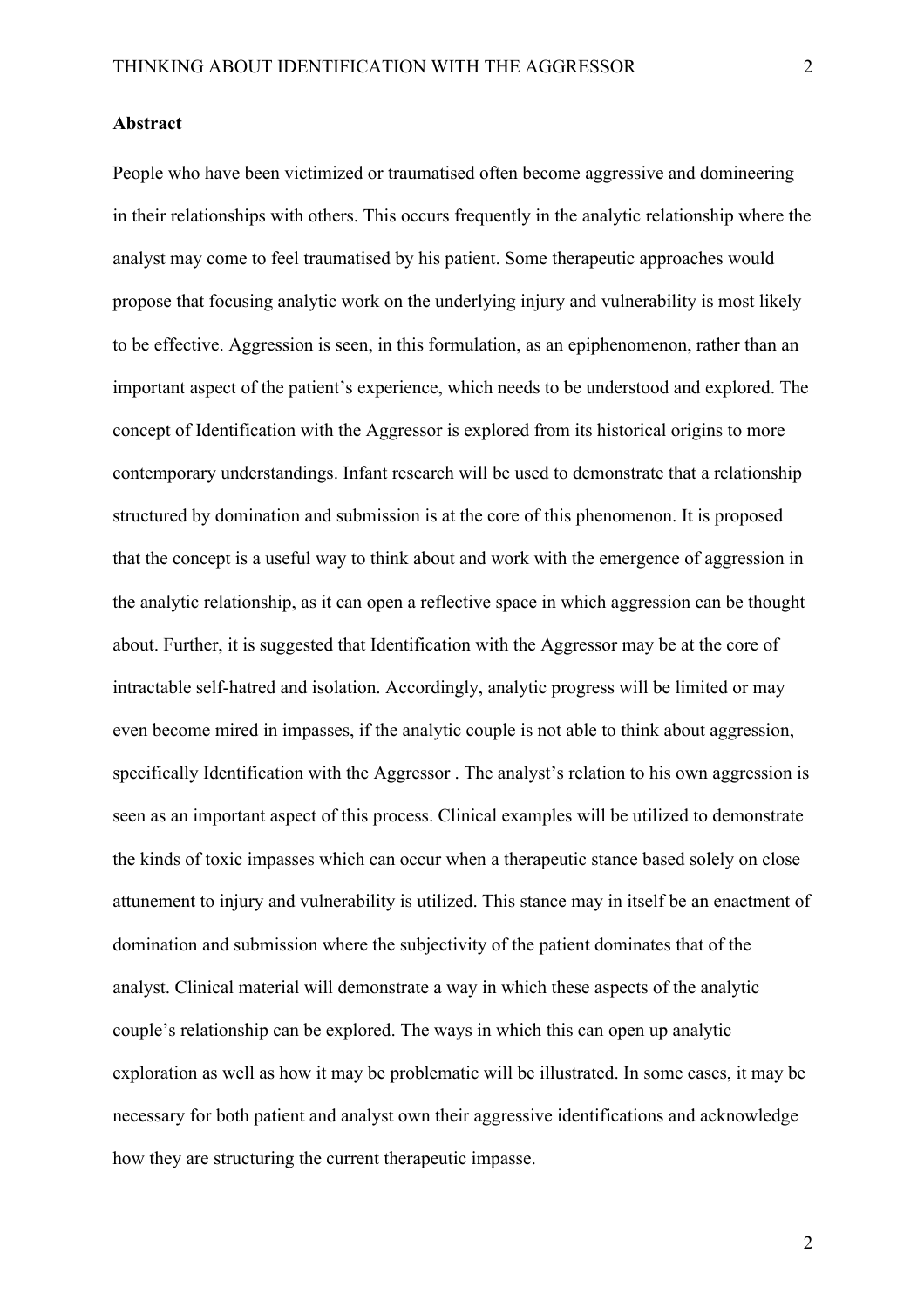**Abstract**

People who have been victimized or traumatised often become aggressive and domineering in their relationships with others. This occurs frequently in the analytic relationship where the analyst may come to feel traumatised by his patient. Some therapeutic approaches would propose that focusing analytic work on the underlying injury and vulnerability is most likely to be effective. Aggression is seen, in this formulation, as an epiphenomenon, rather than an important aspect of the patient's experience, which needs to be understood and explored. The concept of Identification with the Aggressor is explored from its historical origins to more contemporary understandings. Infant research will be used to demonstrate that a relationship structured by domination and submission is at the core of this phenomenon. It is proposed that the concept is a useful way to think about and work with the emergence of aggression in the analytic relationship, as it can open a reflective space in which aggression can be thought about. Further, it is suggested that Identification with the Aggressor may be at the core of intractable self-hatred and isolation. Accordingly, analytic progress will be limited or may even become mired in impasses, if the analytic couple is not able to think about aggression, specifically Identification with the Aggressor . The analyst's relation to his own aggression is seen as an important aspect of this process. Clinical examples will be utilized to demonstrate the kinds of toxic impasses which can occur when a therapeutic stance based solely on close attunement to injury and vulnerability is utilized. This stance may in itself be an enactment of domination and submission where the subjectivity of the patient dominates that of the analyst. Clinical material will demonstrate a way in which these aspects of the analytic couple's relationship can be explored. The ways in which this can open up analytic exploration as well as how it may be problematic will be illustrated. In some cases, it may be necessary for both patient and analyst own their aggressive identifications and acknowledge how they are structuring the current therapeutic impasse.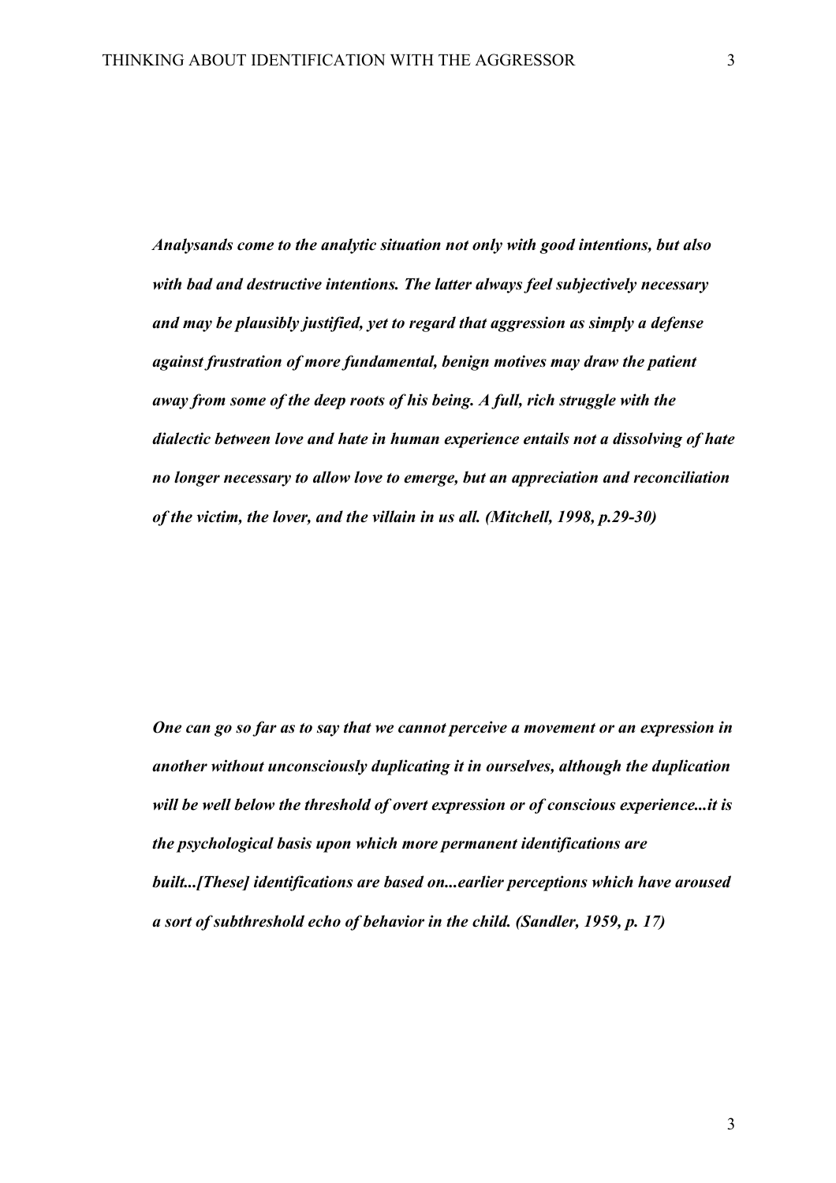***Analysands come to the analytic situation not only with good intentions, but also with bad and destructive intentions. The latter always feel subjectively necessary and may be plausibly justified, yet to regard that aggression as simply a defense against frustration of more fundamental, benign motives may draw the patient away from some of the deep roots of his being. A full, rich struggle with the dialectic between love and hate in human experience entails not a dissolving of hate no longer necessary to allow love to emerge, but an appreciation and reconciliation of the victim, the lover, and the villain in us all. (Mitchell, 1998, p.29-30)***

***One can go so far as to say that we cannot perceive a movement or an expression in another without unconsciously duplicating it in ourselves, although the duplication will be well below the threshold of overt expression or of conscious experience...it is the psychological basis upon which more permanent identifications are built...[These] identifications are based on...earlier perceptions which have aroused a sort of subthreshold echo of behavior in the child. (Sandler, 1959, p. 17)***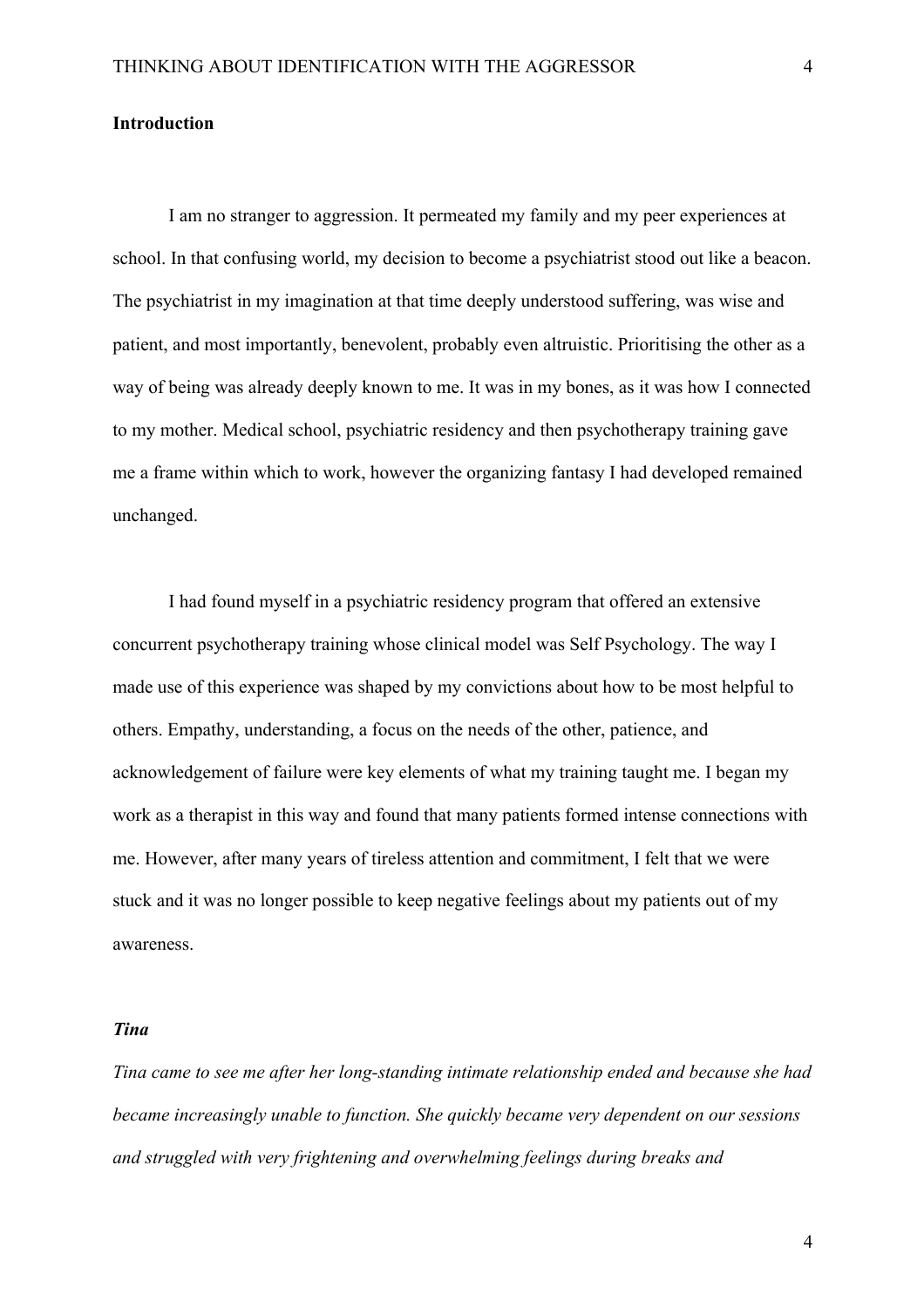**Introduction**

I am no stranger to aggression. It permeated my family and my peer experiences at school. In that confusing world, my decision to become a psychiatrist stood out like a beacon. The psychiatrist in my imagination at that time deeply understood suffering, was wise and patient, and most importantly, benevolent, probably even altruistic. Prioritising the other as a way of being was already deeply known to me. It was in my bones, as it was how I connected to my mother. Medical school, psychiatric residency and then psychotherapy training gave me a frame within which to work, however the organizing fantasy I had developed remained unchanged.

I had found myself in a psychiatric residency program that offered an extensive concurrent psychotherapy training whose clinical model was Self Psychology. The way I made use of this experience was shaped by my convictions about how to be most helpful to others. Empathy, understanding, a focus on the needs of the other, patience, and acknowledgement of failure were key elements of what my training taught me. I began my work as a therapist in this way and found that many patients formed intense connections with me. However, after many years of tireless attention and commitment, I felt that we were stuck and it was no longer possible to keep negative feelings about my patients out of my awareness.

***Tina***

*Tina came to see me after her long-standing intimate relationship ended and because she had became increasingly unable to function. She quickly became very dependent on our sessions and struggled with very frightening and overwhelming feelings during breaks and*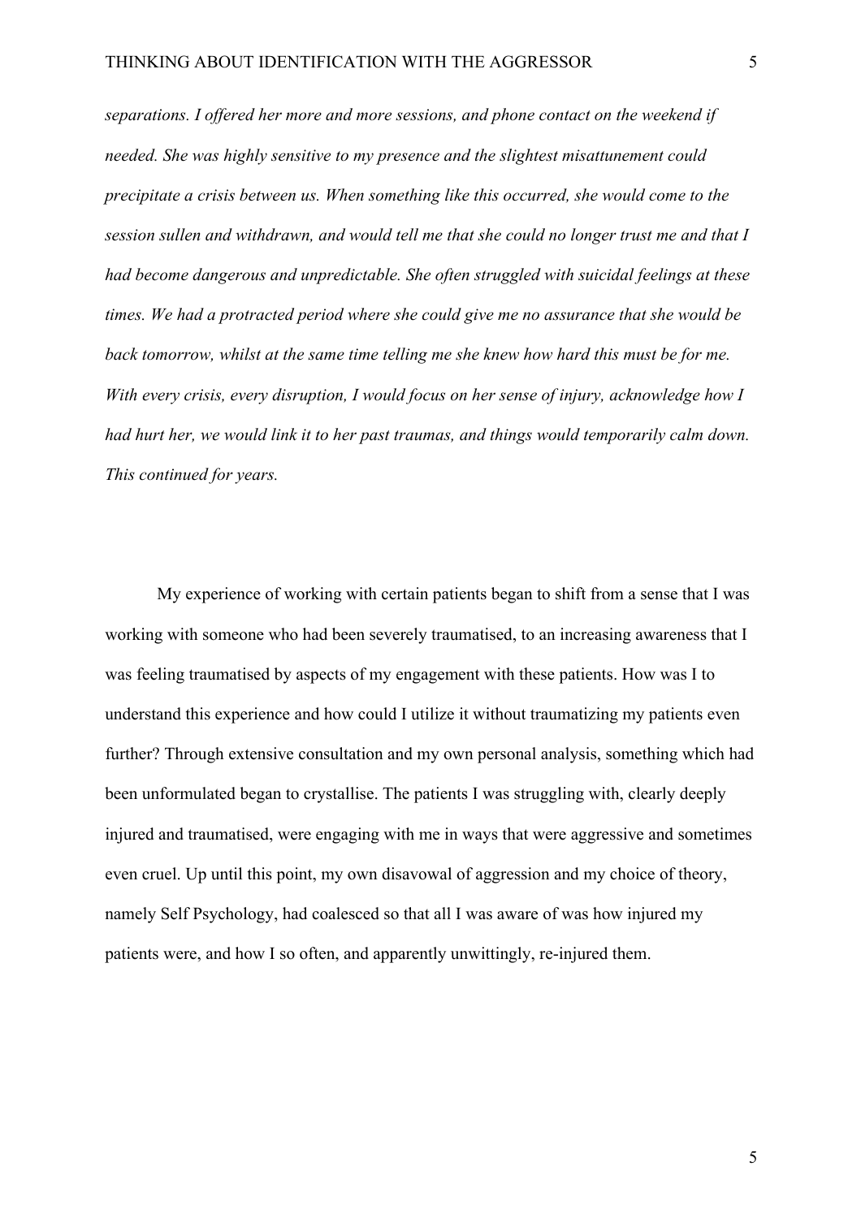*separations. I offered her more and more sessions, and phone contact on the weekend if needed. She was highly sensitive to my presence and the slightest misattunement could precipitate a crisis between us. When something like this occurred, she would come to the session sullen and withdrawn, and would tell me that she could no longer trust me and that I had become dangerous and unpredictable. She often struggled with suicidal feelings at these times. We had a protracted period where she could give me no assurance that she would be back tomorrow, whilst at the same time telling me she knew how hard this must be for me. With every crisis, every disruption, I would focus on her sense of injury, acknowledge how I had hurt her, we would link it to her past traumas, and things would temporarily calm down. This continued for years.*

My experience of working with certain patients began to shift from a sense that I was working with someone who had been severely traumatised, to an increasing awareness that I was feeling traumatised by aspects of my engagement with these patients. How was I to understand this experience and how could I utilize it without traumatizing my patients even further? Through extensive consultation and my own personal analysis, something which had been unformulated began to crystallise. The patients I was struggling with, clearly deeply injured and traumatised, were engaging with me in ways that were aggressive and sometimes even cruel. Up until this point, my own disavowal of aggression and my choice of theory, namely Self Psychology, had coalesced so that all I was aware of was how injured my patients were, and how I so often, and apparently unwittingly, re-injured them.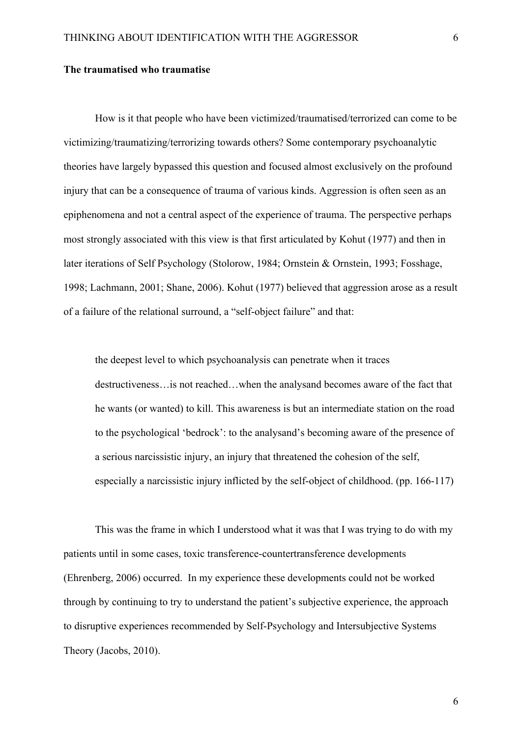**The traumatised who traumatise**

How is it that people who have been victimized/traumatised/terrorized can come to be victimizing/traumatizing/terrorizing towards others? Some contemporary psychoanalytic theories have largely bypassed this question and focused almost exclusively on the profound injury that can be a consequence of trauma of various kinds. Aggression is often seen as an epiphenomena and not a central aspect of the experience of trauma. The perspective perhaps most strongly associated with this view is that first articulated by Kohut (1977) and then in later iterations of Self Psychology (Stolorow, 1984; Ornstein & Ornstein, 1993; Fosshage, 1998; Lachmann, 2001; Shane, 2006). Kohut (1977) believed that aggression arose as a result of a failure of the relational surround, a "self-object failure" and that:

> the deepest level to which psychoanalysis can penetrate when it traces destructiveness…is not reached…when the analysand becomes aware of the fact that he wants (or wanted) to kill. This awareness is but an intermediate station on the road to the psychological 'bedrock': to the analysand's becoming aware of the presence of a serious narcissistic injury, an injury that threatened the cohesion of the self, especially a narcissistic injury inflicted by the self-object of childhood. (pp. 166-117)

This was the frame in which I understood what it was that I was trying to do with my patients until in some cases, toxic transference-countertransference developments (Ehrenberg, 2006) occurred. In my experience these developments could not be worked through by continuing to try to understand the patient's subjective experience, the approach to disruptive experiences recommended by Self-Psychology and Intersubjective Systems Theory (Jacobs, 2010).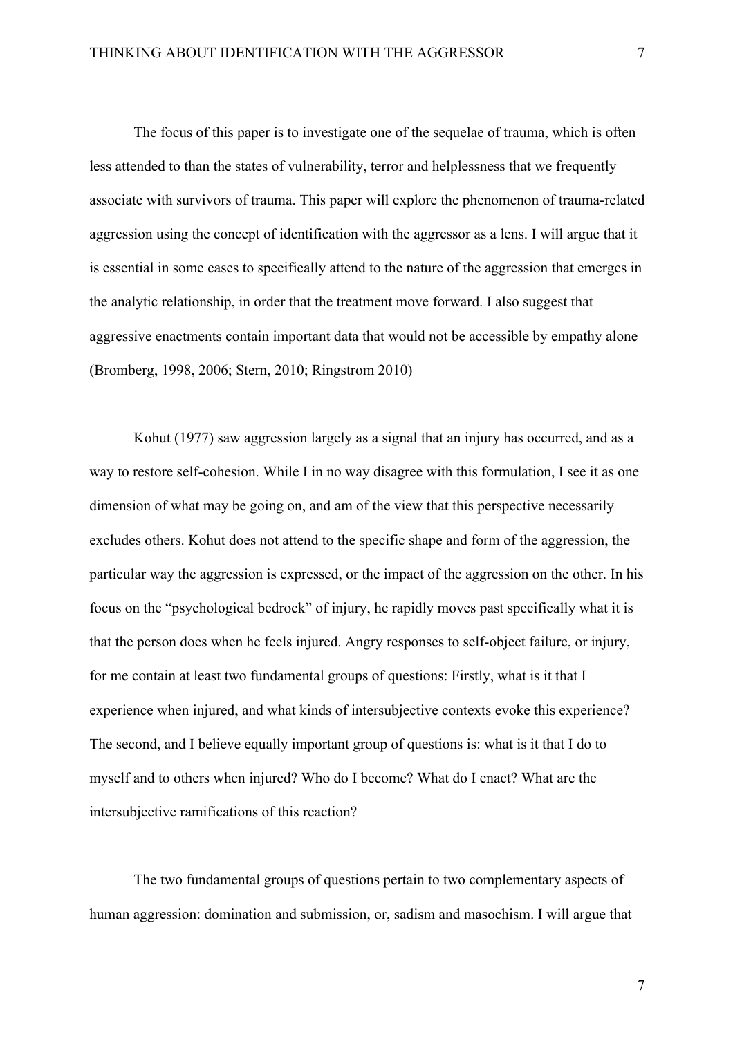The focus of this paper is to investigate one of the sequelae of trauma, which is often less attended to than the states of vulnerability, terror and helplessness that we frequently associate with survivors of trauma. This paper will explore the phenomenon of trauma-related aggression using the concept of identification with the aggressor as a lens. I will argue that it is essential in some cases to specifically attend to the nature of the aggression that emerges in the analytic relationship, in order that the treatment move forward. I also suggest that aggressive enactments contain important data that would not be accessible by empathy alone (Bromberg, 1998, 2006; Stern, 2010; Ringstrom 2010)

Kohut (1977) saw aggression largely as a signal that an injury has occurred, and as a way to restore self-cohesion. While I in no way disagree with this formulation, I see it as one dimension of what may be going on, and am of the view that this perspective necessarily excludes others. Kohut does not attend to the specific shape and form of the aggression, the particular way the aggression is expressed, or the impact of the aggression on the other. In his focus on the "psychological bedrock" of injury, he rapidly moves past specifically what it is that the person does when he feels injured. Angry responses to self-object failure, or injury, for me contain at least two fundamental groups of questions: Firstly, what is it that I experience when injured, and what kinds of intersubjective contexts evoke this experience? The second, and I believe equally important group of questions is: what is it that I do to myself and to others when injured? Who do I become? What do I enact? What are the intersubjective ramifications of this reaction?

The two fundamental groups of questions pertain to two complementary aspects of human aggression: domination and submission, or, sadism and masochism. I will argue that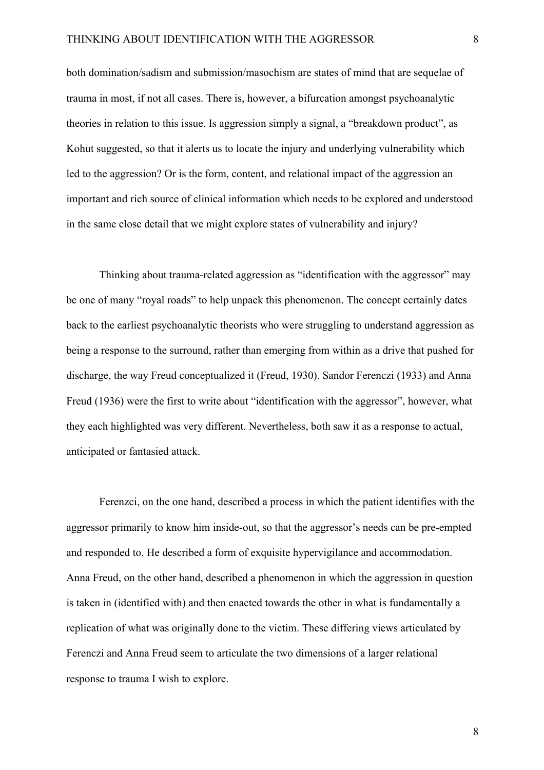both domination/sadism and submission/masochism are states of mind that are sequelae of trauma in most, if not all cases. There is, however, a bifurcation amongst psychoanalytic theories in relation to this issue. Is aggression simply a signal, a "breakdown product", as Kohut suggested, so that it alerts us to locate the injury and underlying vulnerability which led to the aggression? Or is the form, content, and relational impact of the aggression an important and rich source of clinical information which needs to be explored and understood in the same close detail that we might explore states of vulnerability and injury?

Thinking about trauma-related aggression as "identification with the aggressor" may be one of many "royal roads" to help unpack this phenomenon. The concept certainly dates back to the earliest psychoanalytic theorists who were struggling to understand aggression as being a response to the surround, rather than emerging from within as a drive that pushed for discharge, the way Freud conceptualized it (Freud, 1930). Sandor Ferenczi (1933) and Anna Freud (1936) were the first to write about "identification with the aggressor", however, what they each highlighted was very different. Nevertheless, both saw it as a response to actual, anticipated or fantasied attack.

Ferenzci, on the one hand, described a process in which the patient identifies with the aggressor primarily to know him inside-out, so that the aggressor's needs can be pre-empted and responded to. He described a form of exquisite hypervigilance and accommodation. Anna Freud, on the other hand, described a phenomenon in which the aggression in question is taken in (identified with) and then enacted towards the other in what is fundamentally a replication of what was originally done to the victim. These differing views articulated by Ferenczi and Anna Freud seem to articulate the two dimensions of a larger relational response to trauma I wish to explore.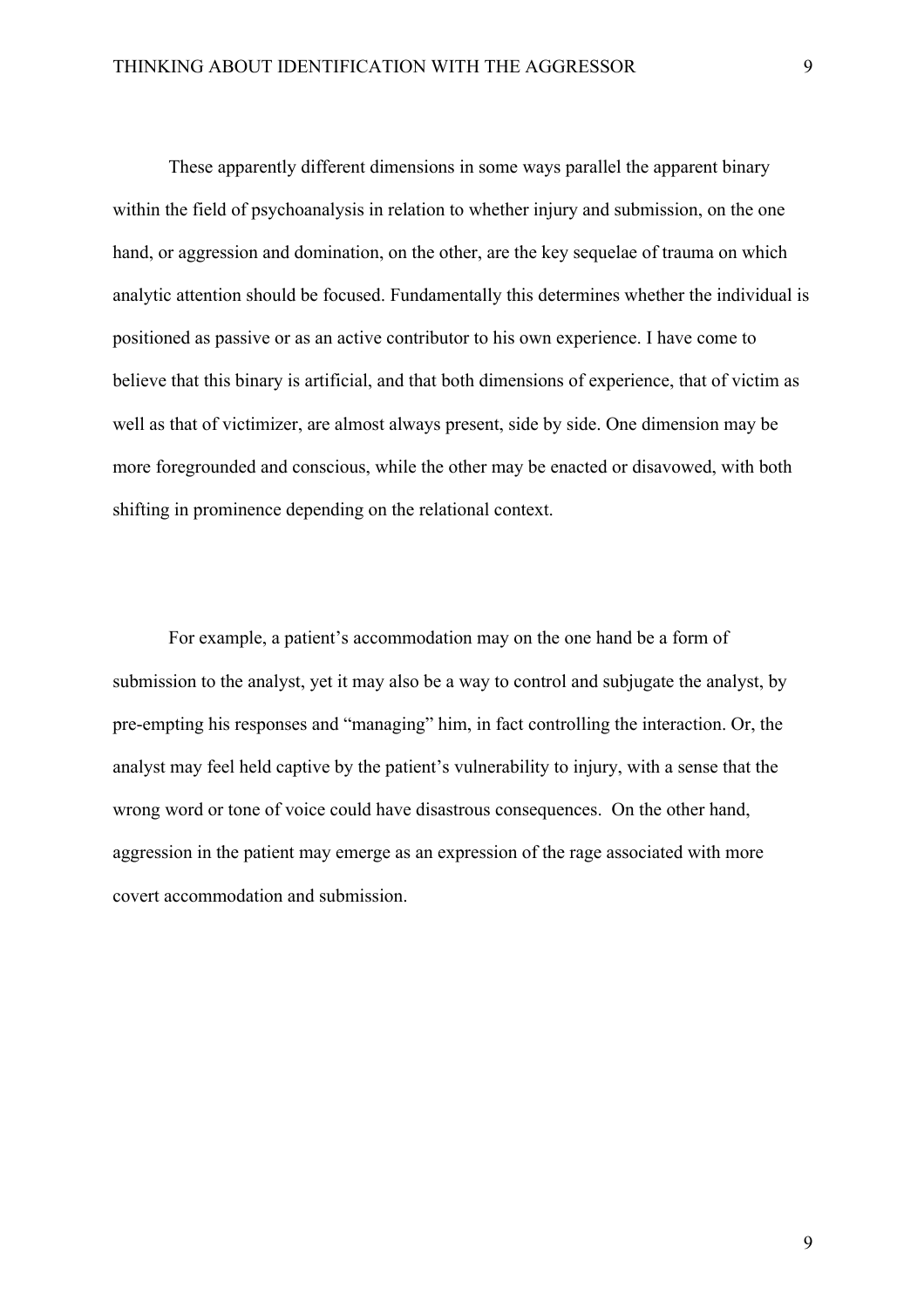These apparently different dimensions in some ways parallel the apparent binary within the field of psychoanalysis in relation to whether injury and submission, on the one hand, or aggression and domination, on the other, are the key sequelae of trauma on which analytic attention should be focused. Fundamentally this determines whether the individual is positioned as passive or as an active contributor to his own experience. I have come to believe that this binary is artificial, and that both dimensions of experience, that of victim as well as that of victimizer, are almost always present, side by side. One dimension may be more foregrounded and conscious, while the other may be enacted or disavowed, with both shifting in prominence depending on the relational context.

For example, a patient's accommodation may on the one hand be a form of submission to the analyst, yet it may also be a way to control and subjugate the analyst, by pre-empting his responses and "managing" him, in fact controlling the interaction. Or, the analyst may feel held captive by the patient's vulnerability to injury, with a sense that the wrong word or tone of voice could have disastrous consequences. On the other hand, aggression in the patient may emerge as an expression of the rage associated with more covert accommodation and submission.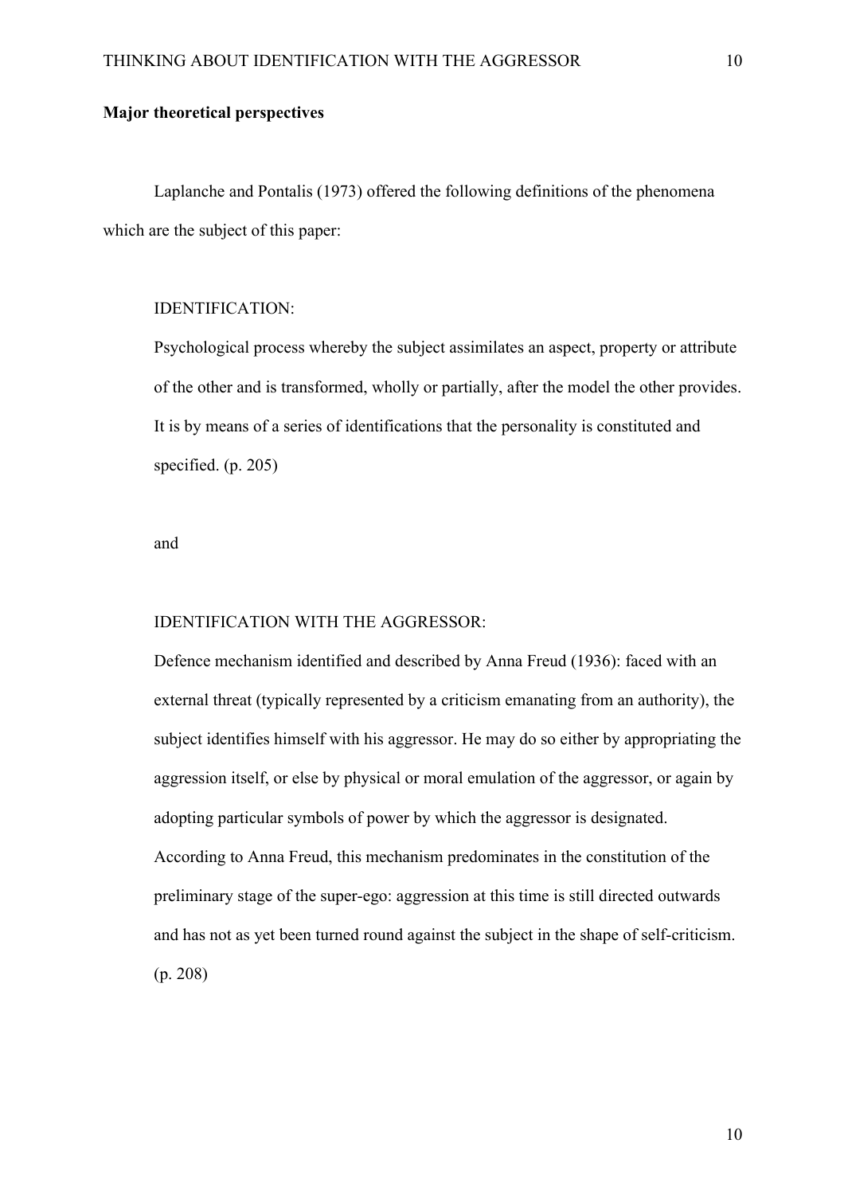**Major theoretical perspectives**

Laplanche and Pontalis (1973) offered the following definitions of the phenomena which are the subject of this paper:

> IDENTIFICATION:
>
> Psychological process whereby the subject assimilates an aspect, property or attribute of the other and is transformed, wholly or partially, after the model the other provides. It is by means of a series of identifications that the personality is constituted and specified. (p. 205)
>
> and
>
> IDENTIFICATION WITH THE AGGRESSOR:
>
> Defence mechanism identified and described by Anna Freud (1936): faced with an external threat (typically represented by a criticism emanating from an authority), the subject identifies himself with his aggressor. He may do so either by appropriating the aggression itself, or else by physical or moral emulation of the aggressor, or again by adopting particular symbols of power by which the aggressor is designated. According to Anna Freud, this mechanism predominates in the constitution of the preliminary stage of the super-ego: aggression at this time is still directed outwards and has not as yet been turned round against the subject in the shape of self-criticism. (p. 208)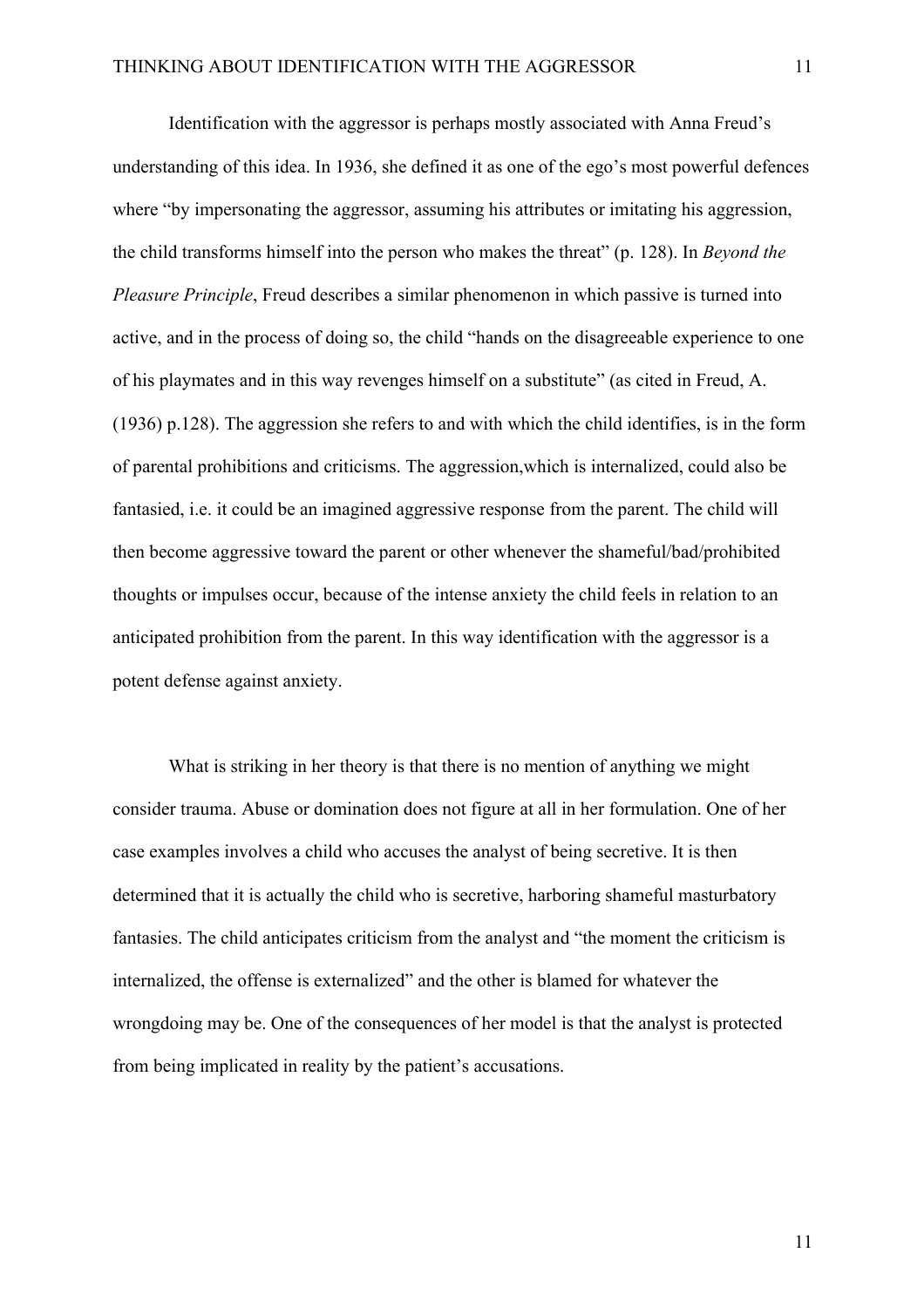Identification with the aggressor is perhaps mostly associated with Anna Freud's understanding of this idea. In 1936, she defined it as one of the ego's most powerful defences where "by impersonating the aggressor, assuming his attributes or imitating his aggression, the child transforms himself into the person who makes the threat" (p. 128). In *Beyond the Pleasure Principle*, Freud describes a similar phenomenon in which passive is turned into active, and in the process of doing so, the child "hands on the disagreeable experience to one of his playmates and in this way revenges himself on a substitute" (as cited in Freud, A. (1936) p.128). The aggression she refers to and with which the child identifies, is in the form of parental prohibitions and criticisms. The aggression,which is internalized, could also be fantasied, i.e. it could be an imagined aggressive response from the parent. The child will then become aggressive toward the parent or other whenever the shameful/bad/prohibited thoughts or impulses occur, because of the intense anxiety the child feels in relation to an anticipated prohibition from the parent. In this way identification with the aggressor is a potent defense against anxiety.

What is striking in her theory is that there is no mention of anything we might consider trauma. Abuse or domination does not figure at all in her formulation. One of her case examples involves a child who accuses the analyst of being secretive. It is then determined that it is actually the child who is secretive, harboring shameful masturbatory fantasies. The child anticipates criticism from the analyst and "the moment the criticism is internalized, the offense is externalized" and the other is blamed for whatever the wrongdoing may be. One of the consequences of her model is that the analyst is protected from being implicated in reality by the patient's accusations.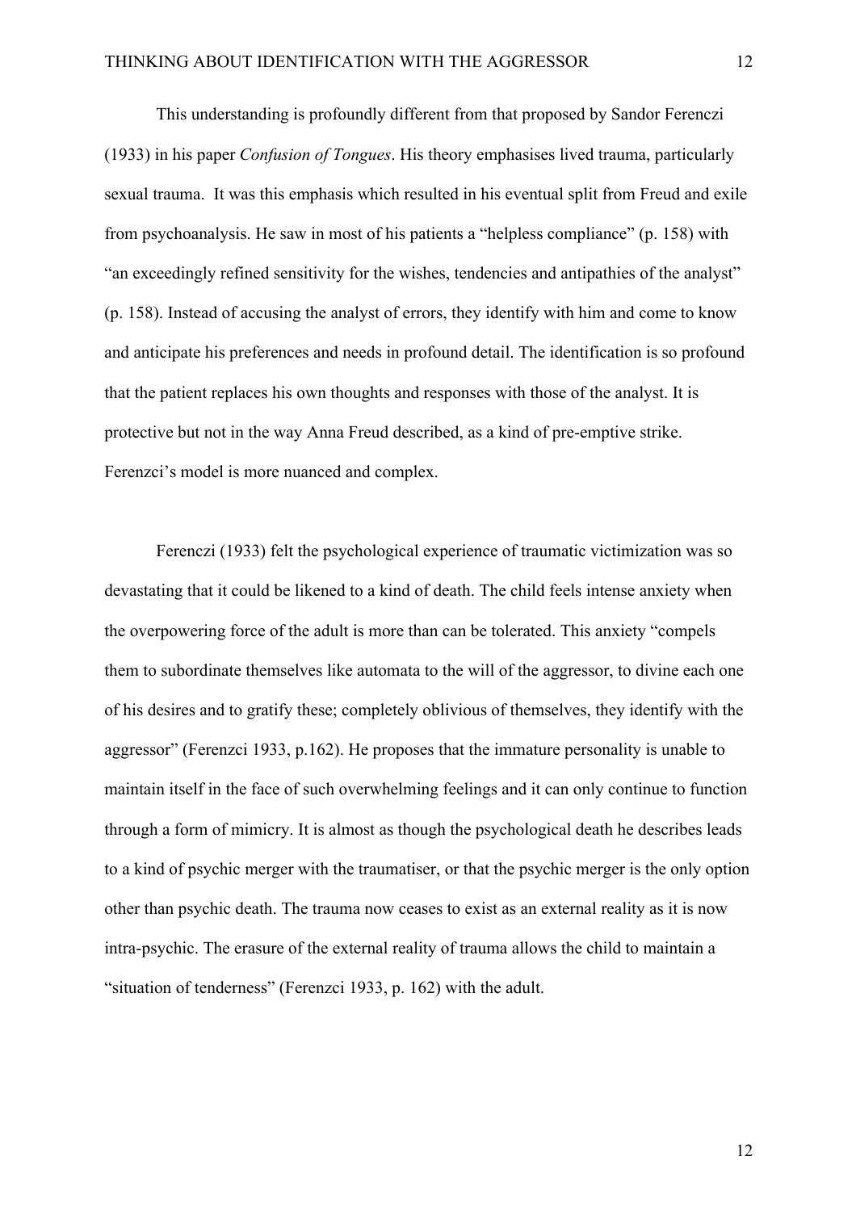This understanding is profoundly different from that proposed by Sandor Ferenczi (1933) in his paper *Confusion of Tongues*. His theory emphasises lived trauma, particularly sexual trauma. It was this emphasis which resulted in his eventual split from Freud and exile from psychoanalysis. He saw in most of his patients a "helpless compliance" (p. 158) with "an exceedingly refined sensitivity for the wishes, tendencies and antipathies of the analyst" (p. 158). Instead of accusing the analyst of errors, they identify with him and come to know and anticipate his preferences and needs in profound detail. The identification is so profound that the patient replaces his own thoughts and responses with those of the analyst. It is protective but not in the way Anna Freud described, as a kind of pre-emptive strike. Ferenzci's model is more nuanced and complex.

Ferenczi (1933) felt the psychological experience of traumatic victimization was so devastating that it could be likened to a kind of death. The child feels intense anxiety when the overpowering force of the adult is more than can be tolerated. This anxiety "compels them to subordinate themselves like automata to the will of the aggressor, to divine each one of his desires and to gratify these; completely oblivious of themselves, they identify with the aggressor" (Ferenzci 1933, p.162). He proposes that the immature personality is unable to maintain itself in the face of such overwhelming feelings and it can only continue to function through a form of mimicry. It is almost as though the psychological death he describes leads to a kind of psychic merger with the traumatiser, or that the psychic merger is the only option other than psychic death. The trauma now ceases to exist as an external reality as it is now intra-psychic. The erasure of the external reality of trauma allows the child to maintain a "situation of tenderness" (Ferenzci 1933, p. 162) with the adult.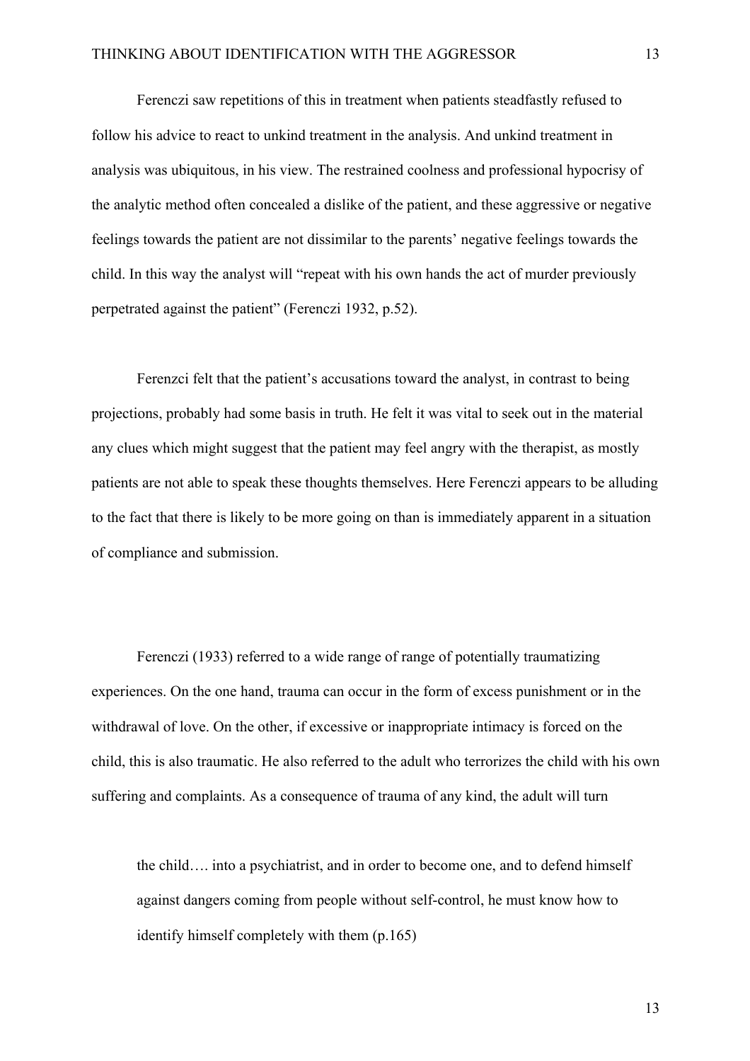Ferenczi saw repetitions of this in treatment when patients steadfastly refused to follow his advice to react to unkind treatment in the analysis. And unkind treatment in analysis was ubiquitous, in his view. The restrained coolness and professional hypocrisy of the analytic method often concealed a dislike of the patient, and these aggressive or negative feelings towards the patient are not dissimilar to the parents' negative feelings towards the child. In this way the analyst will "repeat with his own hands the act of murder previously perpetrated against the patient" (Ferenczi 1932, p.52).

Ferenzci felt that the patient's accusations toward the analyst, in contrast to being projections, probably had some basis in truth. He felt it was vital to seek out in the material any clues which might suggest that the patient may feel angry with the therapist, as mostly patients are not able to speak these thoughts themselves. Here Ferenczi appears to be alluding to the fact that there is likely to be more going on than is immediately apparent in a situation of compliance and submission.

Ferenczi (1933) referred to a wide range of range of potentially traumatizing experiences. On the one hand, trauma can occur in the form of excess punishment or in the withdrawal of love. On the other, if excessive or inappropriate intimacy is forced on the child, this is also traumatic. He also referred to the adult who terrorizes the child with his own suffering and complaints. As a consequence of trauma of any kind, the adult will turn

> the child…. into a psychiatrist, and in order to become one, and to defend himself against dangers coming from people without self-control, he must know how to identify himself completely with them (p.165)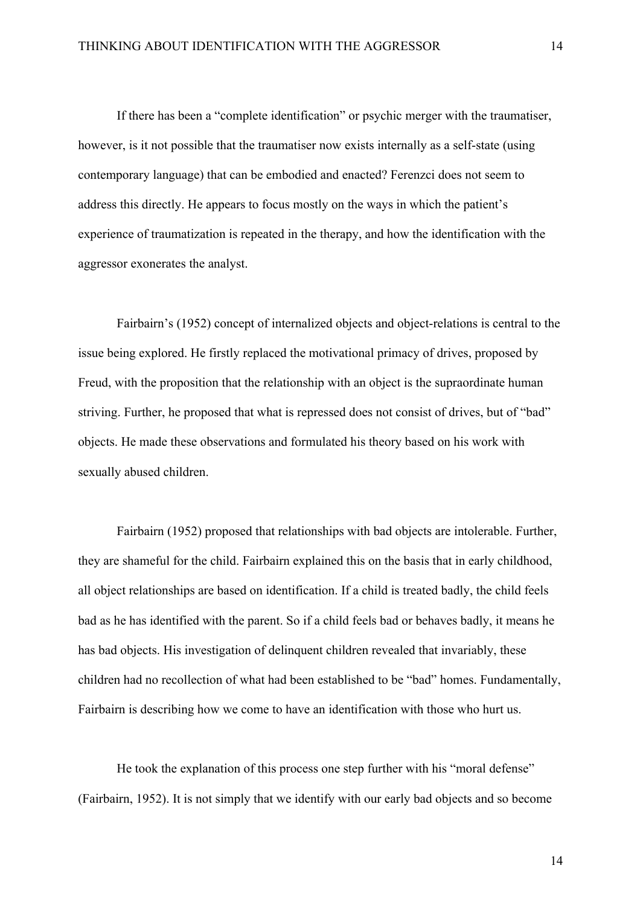If there has been a "complete identification" or psychic merger with the traumatiser, however, is it not possible that the traumatiser now exists internally as a self-state (using contemporary language) that can be embodied and enacted? Ferenzci does not seem to address this directly. He appears to focus mostly on the ways in which the patient's experience of traumatization is repeated in the therapy, and how the identification with the aggressor exonerates the analyst.

Fairbairn's (1952) concept of internalized objects and object-relations is central to the issue being explored. He firstly replaced the motivational primacy of drives, proposed by Freud, with the proposition that the relationship with an object is the supraordinate human striving. Further, he proposed that what is repressed does not consist of drives, but of "bad" objects. He made these observations and formulated his theory based on his work with sexually abused children.

Fairbairn (1952) proposed that relationships with bad objects are intolerable. Further, they are shameful for the child. Fairbairn explained this on the basis that in early childhood, all object relationships are based on identification. If a child is treated badly, the child feels bad as he has identified with the parent. So if a child feels bad or behaves badly, it means he has bad objects. His investigation of delinquent children revealed that invariably, these children had no recollection of what had been established to be "bad" homes. Fundamentally, Fairbairn is describing how we come to have an identification with those who hurt us.

He took the explanation of this process one step further with his "moral defense" (Fairbairn, 1952). It is not simply that we identify with our early bad objects and so become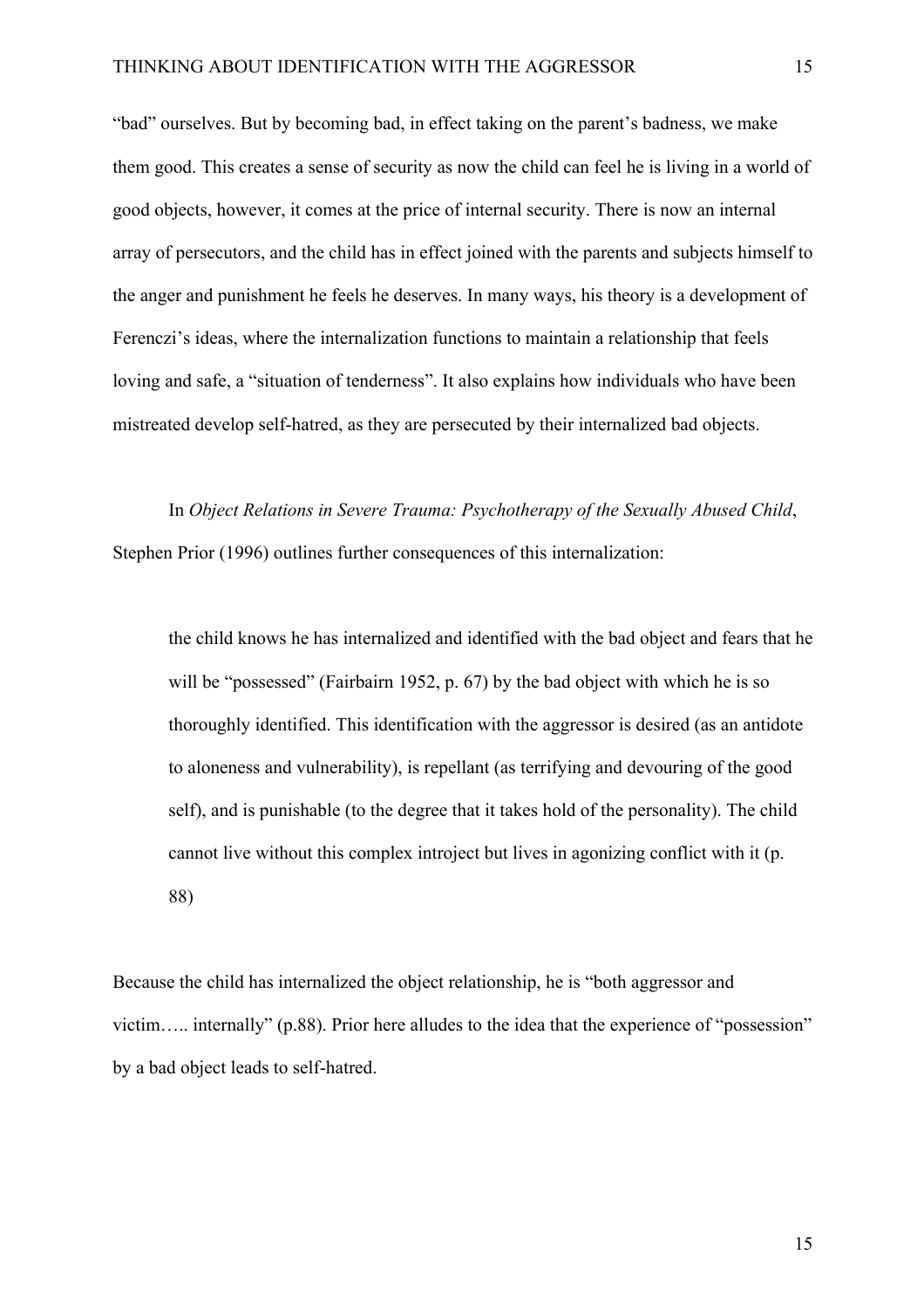"bad" ourselves. But by becoming bad, in effect taking on the parent's badness, we make them good. This creates a sense of security as now the child can feel he is living in a world of good objects, however, it comes at the price of internal security. There is now an internal array of persecutors, and the child has in effect joined with the parents and subjects himself to the anger and punishment he feels he deserves. In many ways, his theory is a development of Ferenczi's ideas, where the internalization functions to maintain a relationship that feels loving and safe, a "situation of tenderness". It also explains how individuals who have been mistreated develop self-hatred, as they are persecuted by their internalized bad objects.

In *Object Relations in Severe Trauma: Psychotherapy of the Sexually Abused Child*, Stephen Prior (1996) outlines further consequences of this internalization:

> the child knows he has internalized and identified with the bad object and fears that he will be "possessed" (Fairbairn 1952, p. 67) by the bad object with which he is so thoroughly identified. This identification with the aggressor is desired (as an antidote to aloneness and vulnerability), is repellant (as terrifying and devouring of the good self), and is punishable (to the degree that it takes hold of the personality). The child cannot live without this complex introject but lives in agonizing conflict with it (p. 88)

Because the child has internalized the object relationship, he is "both aggressor and victim….. internally" (p.88). Prior here alludes to the idea that the experience of "possession" by a bad object leads to self-hatred.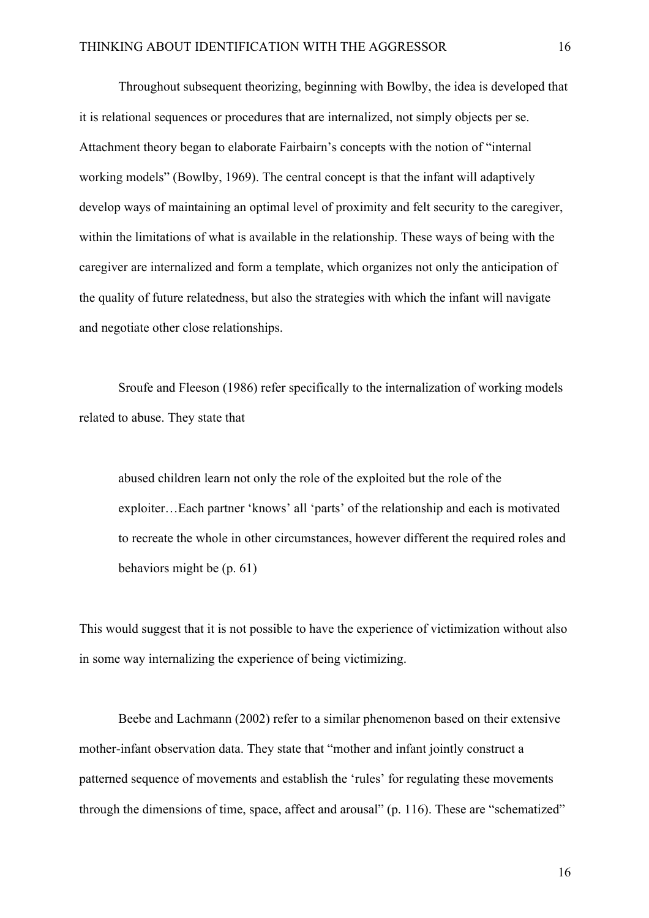Throughout subsequent theorizing, beginning with Bowlby, the idea is developed that it is relational sequences or procedures that are internalized, not simply objects per se. Attachment theory began to elaborate Fairbairn's concepts with the notion of "internal working models" (Bowlby, 1969). The central concept is that the infant will adaptively develop ways of maintaining an optimal level of proximity and felt security to the caregiver, within the limitations of what is available in the relationship. These ways of being with the caregiver are internalized and form a template, which organizes not only the anticipation of the quality of future relatedness, but also the strategies with which the infant will navigate and negotiate other close relationships.

Sroufe and Fleeson (1986) refer specifically to the internalization of working models related to abuse. They state that

> abused children learn not only the role of the exploited but the role of the exploiter…Each partner 'knows' all 'parts' of the relationship and each is motivated to recreate the whole in other circumstances, however different the required roles and behaviors might be (p. 61)

This would suggest that it is not possible to have the experience of victimization without also in some way internalizing the experience of being victimizing.

Beebe and Lachmann (2002) refer to a similar phenomenon based on their extensive mother-infant observation data. They state that "mother and infant jointly construct a patterned sequence of movements and establish the 'rules' for regulating these movements through the dimensions of time, space, affect and arousal" (p. 116). These are "schematized"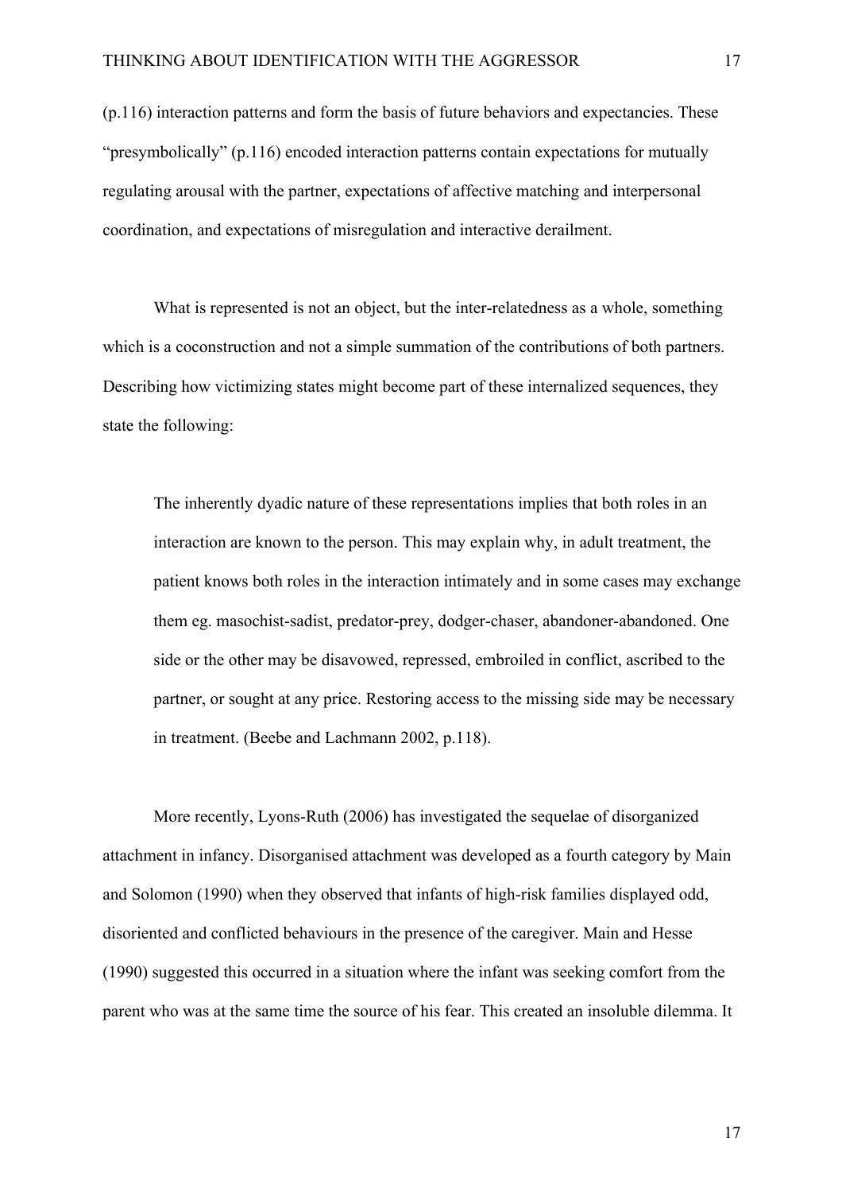(p.116) interaction patterns and form the basis of future behaviors and expectancies. These "presymbolically" (p.116) encoded interaction patterns contain expectations for mutually regulating arousal with the partner, expectations of affective matching and interpersonal coordination, and expectations of misregulation and interactive derailment.

What is represented is not an object, but the inter-relatedness as a whole, something which is a coconstruction and not a simple summation of the contributions of both partners. Describing how victimizing states might become part of these internalized sequences, they state the following:

> The inherently dyadic nature of these representations implies that both roles in an interaction are known to the person. This may explain why, in adult treatment, the patient knows both roles in the interaction intimately and in some cases may exchange them eg. masochist-sadist, predator-prey, dodger-chaser, abandoner-abandoned. One side or the other may be disavowed, repressed, embroiled in conflict, ascribed to the partner, or sought at any price. Restoring access to the missing side may be necessary in treatment. (Beebe and Lachmann 2002, p.118).

More recently, Lyons-Ruth (2006) has investigated the sequelae of disorganized attachment in infancy. Disorganised attachment was developed as a fourth category by Main and Solomon (1990) when they observed that infants of high-risk families displayed odd, disoriented and conflicted behaviours in the presence of the caregiver. Main and Hesse (1990) suggested this occurred in a situation where the infant was seeking comfort from the parent who was at the same time the source of his fear. This created an insoluble dilemma. It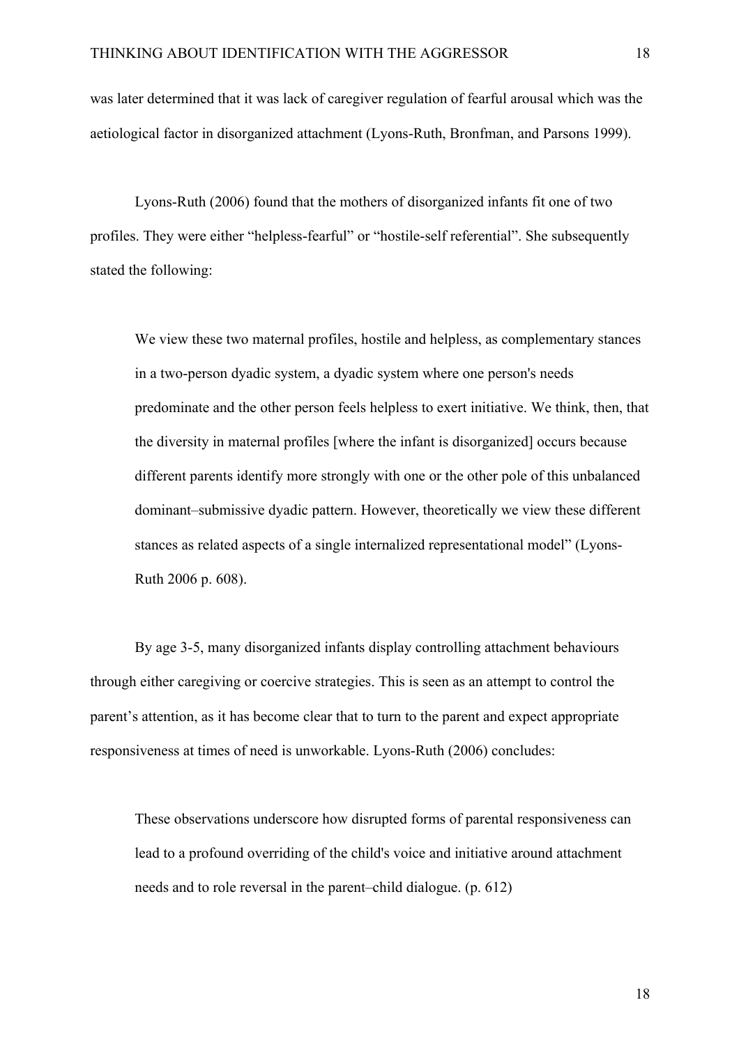was later determined that it was lack of caregiver regulation of fearful arousal which was the aetiological factor in disorganized attachment (Lyons-Ruth, Bronfman, and Parsons 1999).

Lyons-Ruth (2006) found that the mothers of disorganized infants fit one of two profiles. They were either "helpless-fearful" or "hostile-self referential". She subsequently stated the following:

> We view these two maternal profiles, hostile and helpless, as complementary stances in a two-person dyadic system, a dyadic system where one person's needs predominate and the other person feels helpless to exert initiative. We think, then, that the diversity in maternal profiles [where the infant is disorganized] occurs because different parents identify more strongly with one or the other pole of this unbalanced dominant–submissive dyadic pattern. However, theoretically we view these different stances as related aspects of a single internalized representational model" (Lyons-Ruth 2006 p. 608).

By age 3-5, many disorganized infants display controlling attachment behaviours through either caregiving or coercive strategies. This is seen as an attempt to control the parent's attention, as it has become clear that to turn to the parent and expect appropriate responsiveness at times of need is unworkable. Lyons-Ruth (2006) concludes:

> These observations underscore how disrupted forms of parental responsiveness can lead to a profound overriding of the child's voice and initiative around attachment needs and to role reversal in the parent–child dialogue. (p. 612)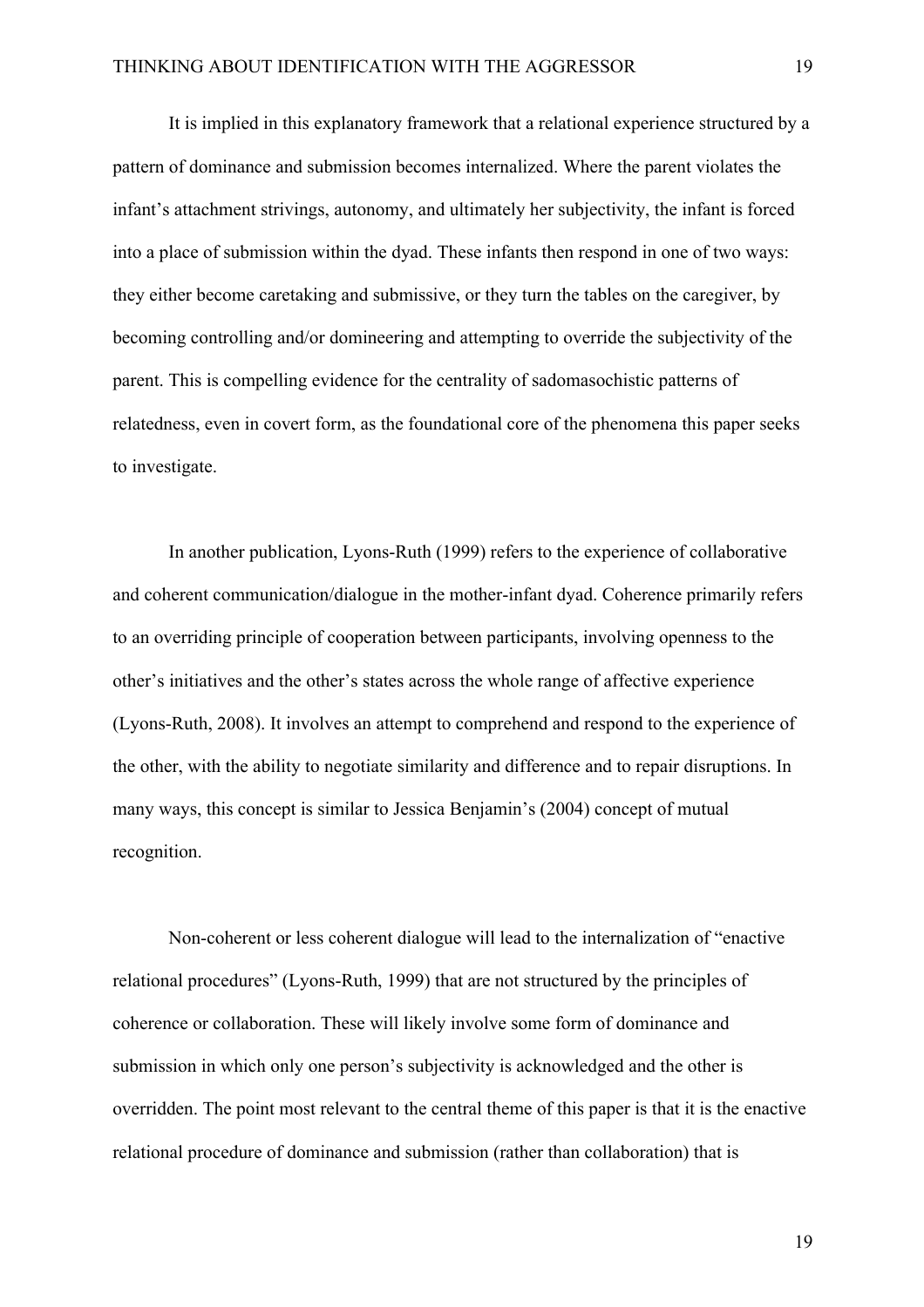It is implied in this explanatory framework that a relational experience structured by a pattern of dominance and submission becomes internalized. Where the parent violates the infant's attachment strivings, autonomy, and ultimately her subjectivity, the infant is forced into a place of submission within the dyad. These infants then respond in one of two ways: they either become caretaking and submissive, or they turn the tables on the caregiver, by becoming controlling and/or domineering and attempting to override the subjectivity of the parent. This is compelling evidence for the centrality of sadomasochistic patterns of relatedness, even in covert form, as the foundational core of the phenomena this paper seeks to investigate.

In another publication, Lyons-Ruth (1999) refers to the experience of collaborative and coherent communication/dialogue in the mother-infant dyad. Coherence primarily refers to an overriding principle of cooperation between participants, involving openness to the other's initiatives and the other's states across the whole range of affective experience (Lyons-Ruth, 2008). It involves an attempt to comprehend and respond to the experience of the other, with the ability to negotiate similarity and difference and to repair disruptions. In many ways, this concept is similar to Jessica Benjamin's (2004) concept of mutual recognition.

Non-coherent or less coherent dialogue will lead to the internalization of "enactive relational procedures" (Lyons-Ruth, 1999) that are not structured by the principles of coherence or collaboration. These will likely involve some form of dominance and submission in which only one person's subjectivity is acknowledged and the other is overridden. The point most relevant to the central theme of this paper is that it is the enactive relational procedure of dominance and submission (rather than collaboration) that is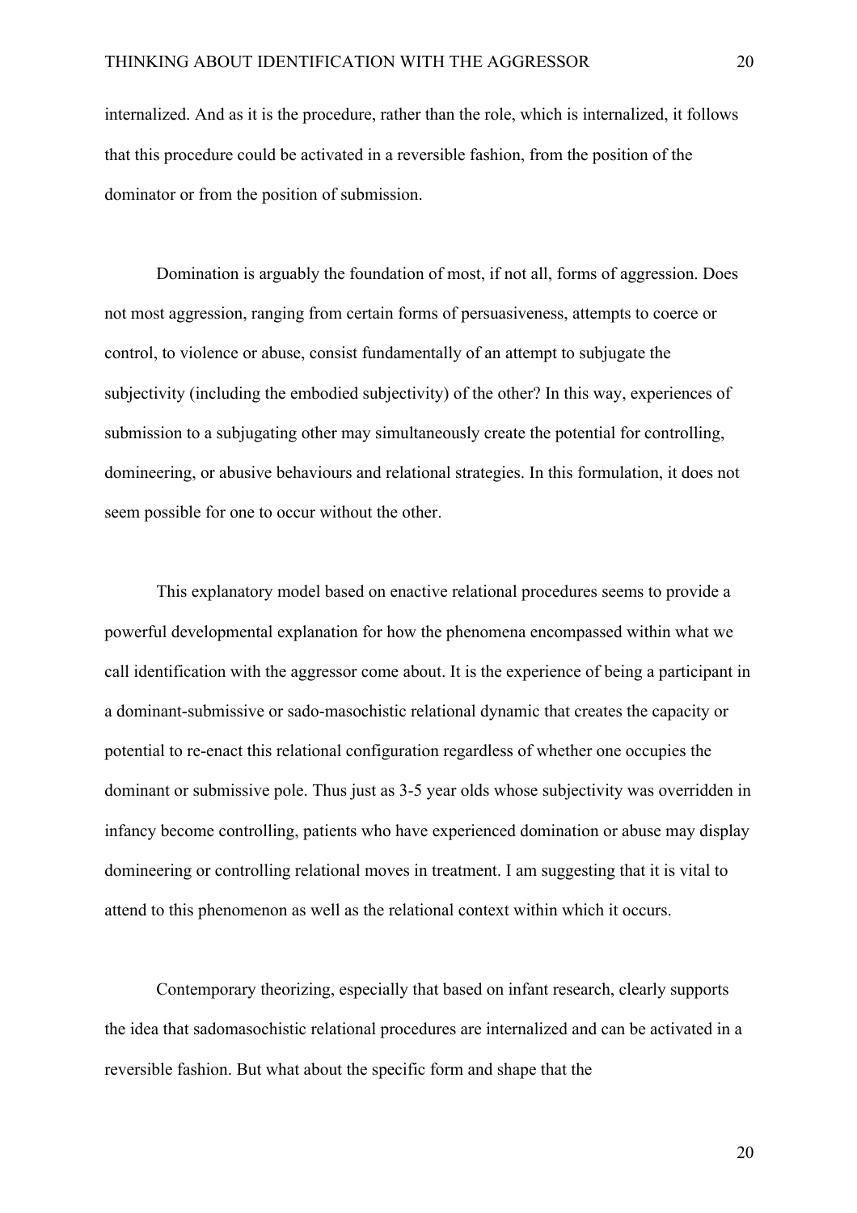internalized. And as it is the procedure, rather than the role, which is internalized, it follows that this procedure could be activated in a reversible fashion, from the position of the dominator or from the position of submission.

Domination is arguably the foundation of most, if not all, forms of aggression. Does not most aggression, ranging from certain forms of persuasiveness, attempts to coerce or control, to violence or abuse, consist fundamentally of an attempt to subjugate the subjectivity (including the embodied subjectivity) of the other? In this way, experiences of submission to a subjugating other may simultaneously create the potential for controlling, domineering, or abusive behaviours and relational strategies. In this formulation, it does not seem possible for one to occur without the other.

This explanatory model based on enactive relational procedures seems to provide a powerful developmental explanation for how the phenomena encompassed within what we call identification with the aggressor come about. It is the experience of being a participant in a dominant-submissive or sado-masochistic relational dynamic that creates the capacity or potential to re-enact this relational configuration regardless of whether one occupies the dominant or submissive pole. Thus just as 3-5 year olds whose subjectivity was overridden in infancy become controlling, patients who have experienced domination or abuse may display domineering or controlling relational moves in treatment. I am suggesting that it is vital to attend to this phenomenon as well as the relational context within which it occurs.

Contemporary theorizing, especially that based on infant research, clearly supports the idea that sadomasochistic relational procedures are internalized and can be activated in a reversible fashion. But what about the specific form and shape that the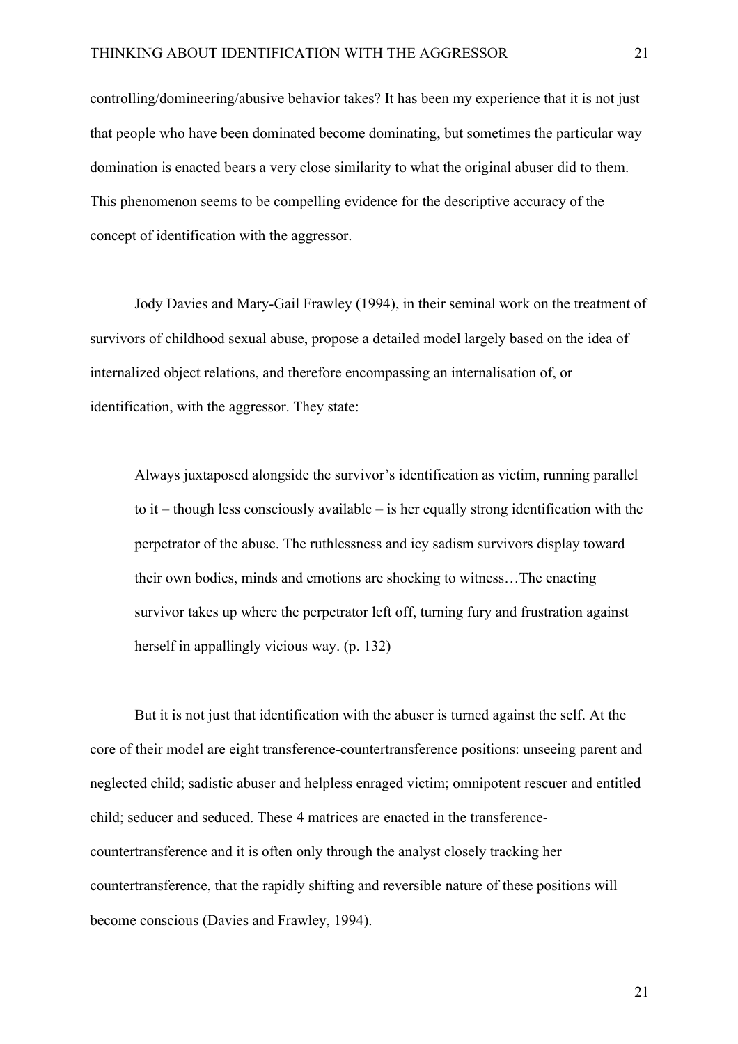controlling/domineering/abusive behavior takes? It has been my experience that it is not just that people who have been dominated become dominating, but sometimes the particular way domination is enacted bears a very close similarity to what the original abuser did to them. This phenomenon seems to be compelling evidence for the descriptive accuracy of the concept of identification with the aggressor.

Jody Davies and Mary-Gail Frawley (1994), in their seminal work on the treatment of survivors of childhood sexual abuse, propose a detailed model largely based on the idea of internalized object relations, and therefore encompassing an internalisation of, or identification, with the aggressor. They state:

> Always juxtaposed alongside the survivor's identification as victim, running parallel to it – though less consciously available – is her equally strong identification with the perpetrator of the abuse. The ruthlessness and icy sadism survivors display toward their own bodies, minds and emotions are shocking to witness…The enacting survivor takes up where the perpetrator left off, turning fury and frustration against herself in appallingly vicious way. (p. 132)

But it is not just that identification with the abuser is turned against the self. At the core of their model are eight transference-countertransference positions: unseeing parent and neglected child; sadistic abuser and helpless enraged victim; omnipotent rescuer and entitled child; seducer and seduced. These 4 matrices are enacted in the transference-countertransference and it is often only through the analyst closely tracking her countertransference, that the rapidly shifting and reversible nature of these positions will become conscious (Davies and Frawley, 1994).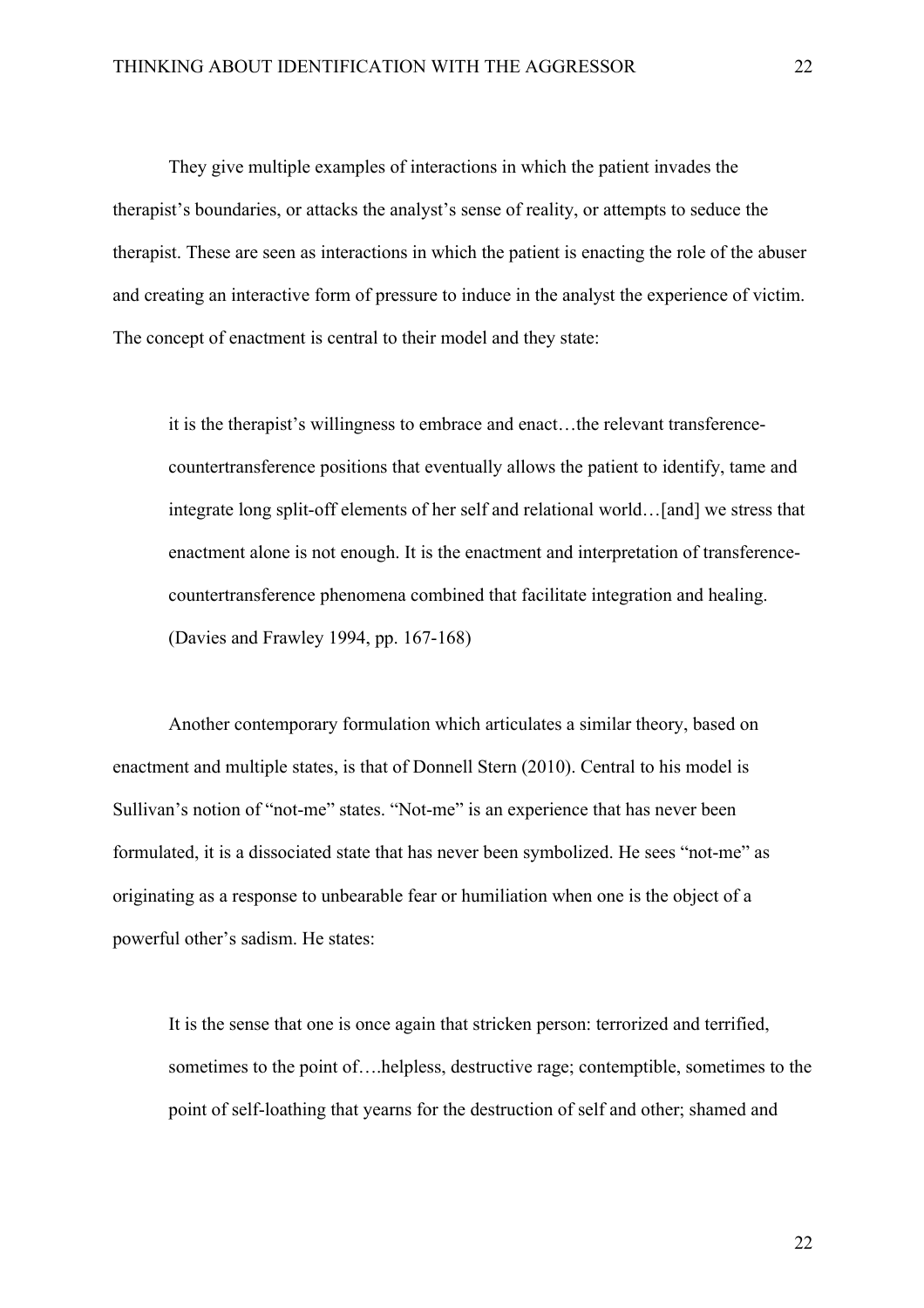They give multiple examples of interactions in which the patient invades the therapist's boundaries, or attacks the analyst's sense of reality, or attempts to seduce the therapist. These are seen as interactions in which the patient is enacting the role of the abuser and creating an interactive form of pressure to induce in the analyst the experience of victim. The concept of enactment is central to their model and they state:

> it is the therapist's willingness to embrace and enact…the relevant transference-countertransference positions that eventually allows the patient to identify, tame and integrate long split-off elements of her self and relational world…[and] we stress that enactment alone is not enough. It is the enactment and interpretation of transference-countertransference phenomena combined that facilitate integration and healing. (Davies and Frawley 1994, pp. 167-168)

Another contemporary formulation which articulates a similar theory, based on enactment and multiple states, is that of Donnell Stern (2010). Central to his model is Sullivan's notion of "not-me" states. "Not-me" is an experience that has never been formulated, it is a dissociated state that has never been symbolized. He sees "not-me" as originating as a response to unbearable fear or humiliation when one is the object of a powerful other's sadism. He states:

> It is the sense that one is once again that stricken person: terrorized and terrified, sometimes to the point of….helpless, destructive rage; contemptible, sometimes to the point of self-loathing that yearns for the destruction of self and other; shamed and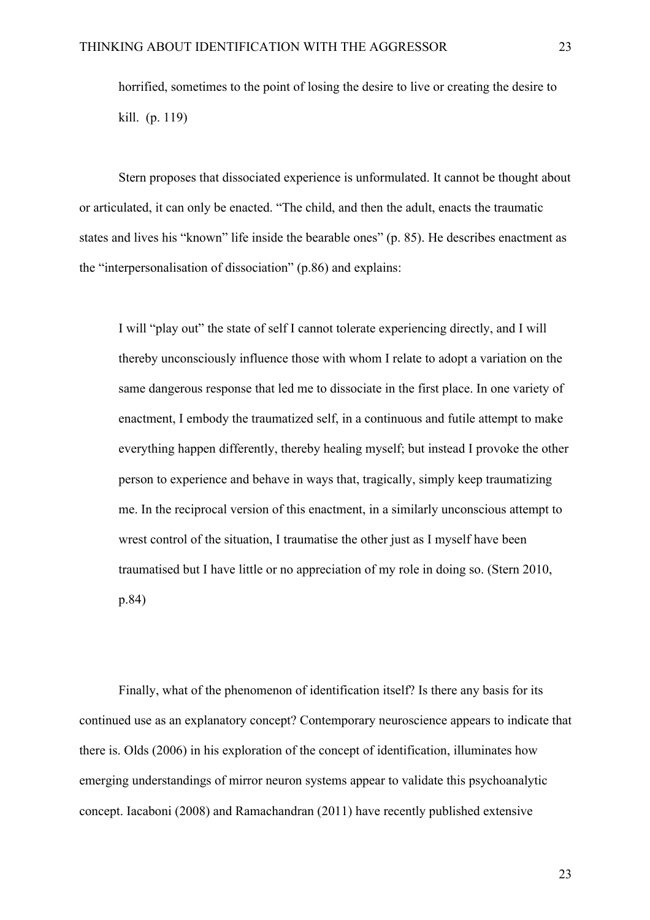> horrified, sometimes to the point of losing the desire to live or creating the desire to kill. (p. 119)

Stern proposes that dissociated experience is unformulated. It cannot be thought about or articulated, it can only be enacted. "The child, and then the adult, enacts the traumatic states and lives his "known" life inside the bearable ones" (p. 85). He describes enactment as the "interpersonalisation of dissociation" (p.86) and explains:

> I will "play out" the state of self I cannot tolerate experiencing directly, and I will thereby unconsciously influence those with whom I relate to adopt a variation on the same dangerous response that led me to dissociate in the first place. In one variety of enactment, I embody the traumatized self, in a continuous and futile attempt to make everything happen differently, thereby healing myself; but instead I provoke the other person to experience and behave in ways that, tragically, simply keep traumatizing me. In the reciprocal version of this enactment, in a similarly unconscious attempt to wrest control of the situation, I traumatise the other just as I myself have been traumatised but I have little or no appreciation of my role in doing so. (Stern 2010, p.84)

Finally, what of the phenomenon of identification itself? Is there any basis for its continued use as an explanatory concept? Contemporary neuroscience appears to indicate that there is. Olds (2006) in his exploration of the concept of identification, illuminates how emerging understandings of mirror neuron systems appear to validate this psychoanalytic concept. Iacaboni (2008) and Ramachandran (2011) have recently published extensive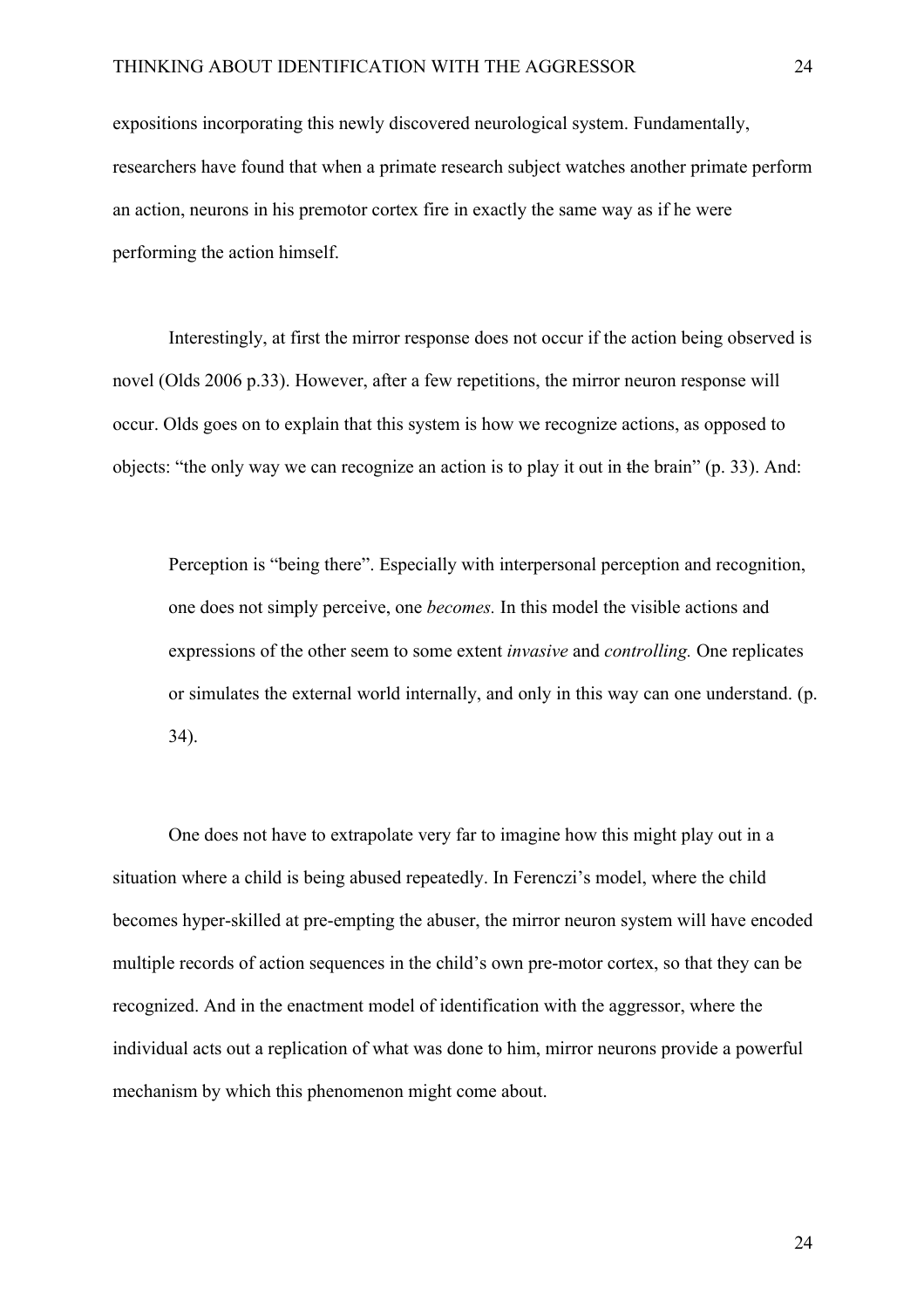expositions incorporating this newly discovered neurological system. Fundamentally, researchers have found that when a primate research subject watches another primate perform an action, neurons in his premotor cortex fire in exactly the same way as if he were performing the action himself.

Interestingly, at first the mirror response does not occur if the action being observed is novel (Olds 2006 p.33). However, after a few repetitions, the mirror neuron response will occur. Olds goes on to explain that this system is how we recognize actions, as opposed to objects: "the only way we can recognize an action is to play it out in the brain" (p. 33). And:

> Perception is "being there". Especially with interpersonal perception and recognition, one does not simply perceive, one *becomes.* In this model the visible actions and expressions of the other seem to some extent *invasive* and *controlling.* One replicates or simulates the external world internally, and only in this way can one understand. (p. 34).

One does not have to extrapolate very far to imagine how this might play out in a situation where a child is being abused repeatedly. In Ferenczi's model, where the child becomes hyper-skilled at pre-empting the abuser, the mirror neuron system will have encoded multiple records of action sequences in the child's own pre-motor cortex, so that they can be recognized. And in the enactment model of identification with the aggressor, where the individual acts out a replication of what was done to him, mirror neurons provide a powerful mechanism by which this phenomenon might come about.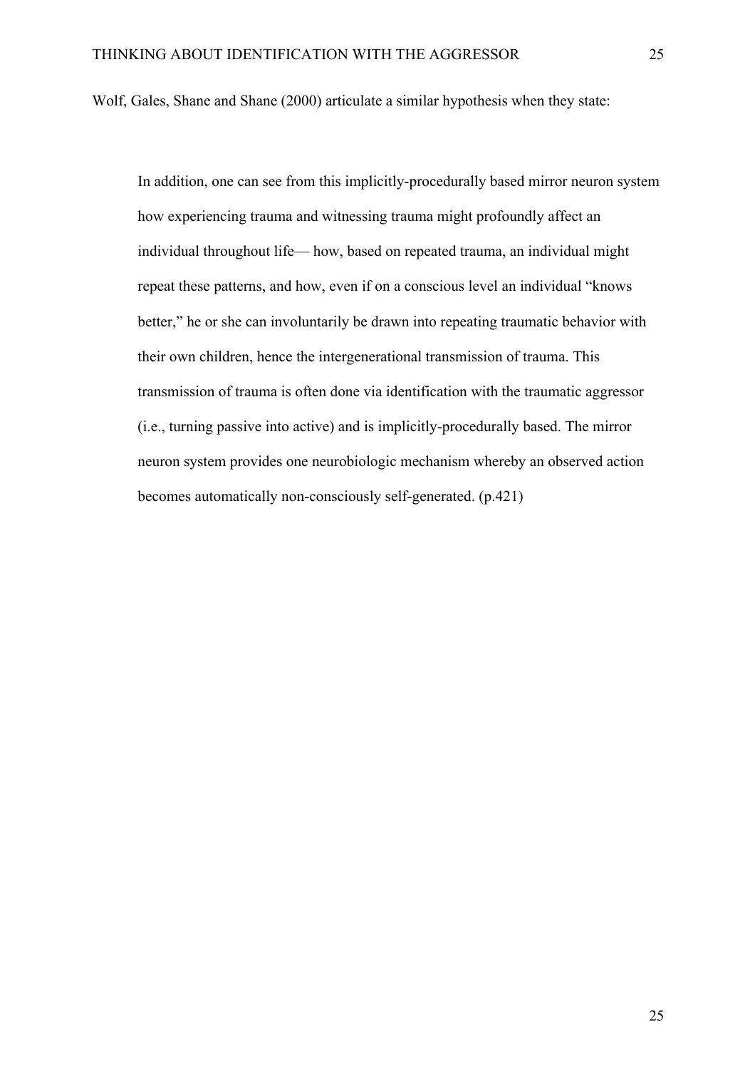Wolf, Gales, Shane and Shane (2000) articulate a similar hypothesis when they state:

> In addition, one can see from this implicitly-procedurally based mirror neuron system how experiencing trauma and witnessing trauma might profoundly affect an individual throughout life— how, based on repeated trauma, an individual might repeat these patterns, and how, even if on a conscious level an individual "knows better," he or she can involuntarily be drawn into repeating traumatic behavior with their own children, hence the intergenerational transmission of trauma. This transmission of trauma is often done via identification with the traumatic aggressor (i.e., turning passive into active) and is implicitly-procedurally based. The mirror neuron system provides one neurobiologic mechanism whereby an observed action becomes automatically non-consciously self-generated. (p.421)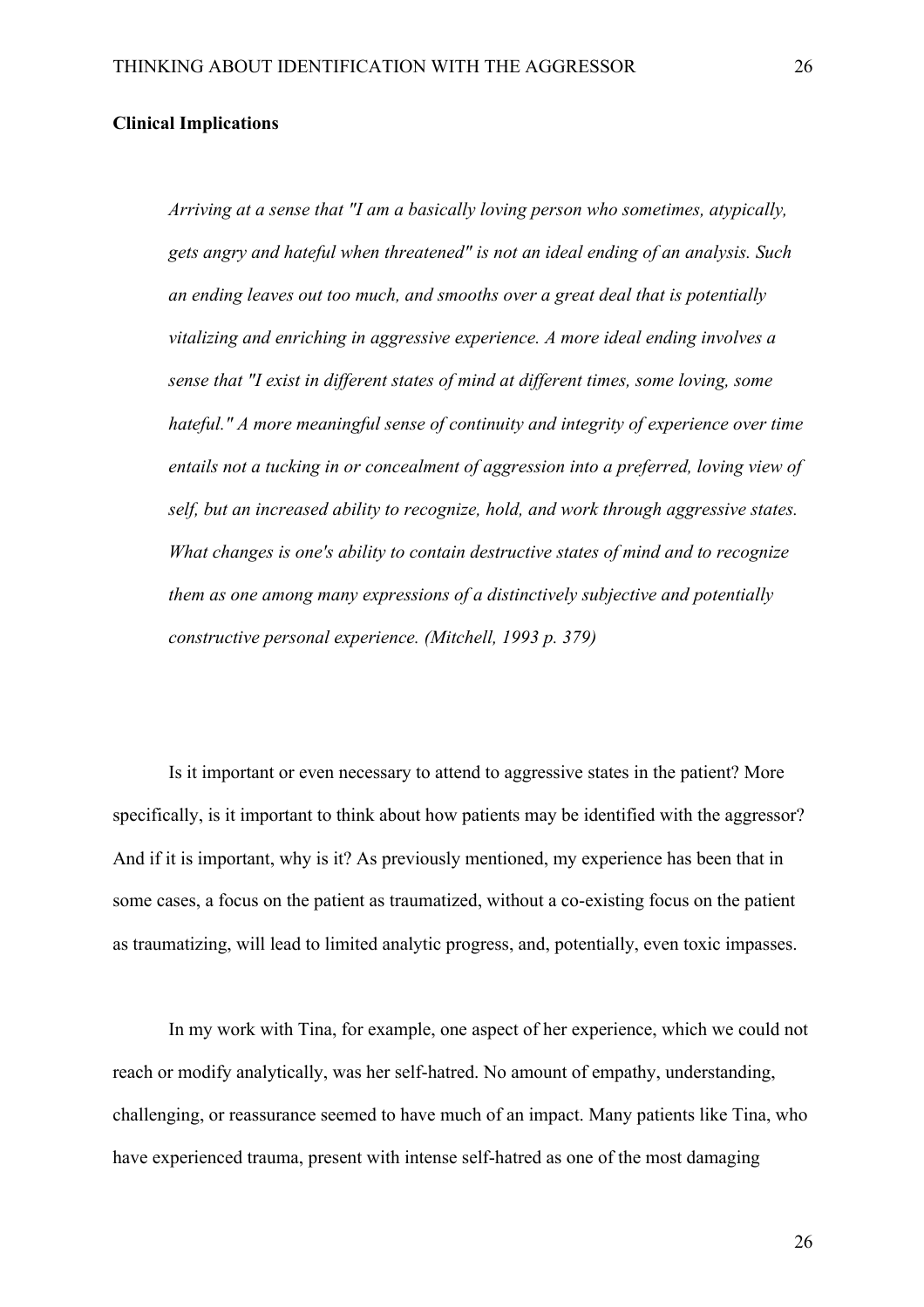**Clinical Implications**

> *Arriving at a sense that "I am a basically loving person who sometimes, atypically, gets angry and hateful when threatened" is not an ideal ending of an analysis. Such an ending leaves out too much, and smooths over a great deal that is potentially vitalizing and enriching in aggressive experience. A more ideal ending involves a sense that "I exist in different states of mind at different times, some loving, some hateful." A more meaningful sense of continuity and integrity of experience over time entails not a tucking in or concealment of aggression into a preferred, loving view of self, but an increased ability to recognize, hold, and work through aggressive states. What changes is one's ability to contain destructive states of mind and to recognize them as one among many expressions of a distinctively subjective and potentially constructive personal experience. (Mitchell, 1993 p. 379)*

Is it important or even necessary to attend to aggressive states in the patient? More specifically, is it important to think about how patients may be identified with the aggressor? And if it is important, why is it? As previously mentioned, my experience has been that in some cases, a focus on the patient as traumatized, without a co-existing focus on the patient as traumatizing, will lead to limited analytic progress, and, potentially, even toxic impasses.

In my work with Tina, for example, one aspect of her experience, which we could not reach or modify analytically, was her self-hatred. No amount of empathy, understanding, challenging, or reassurance seemed to have much of an impact. Many patients like Tina, who have experienced trauma, present with intense self-hatred as one of the most damaging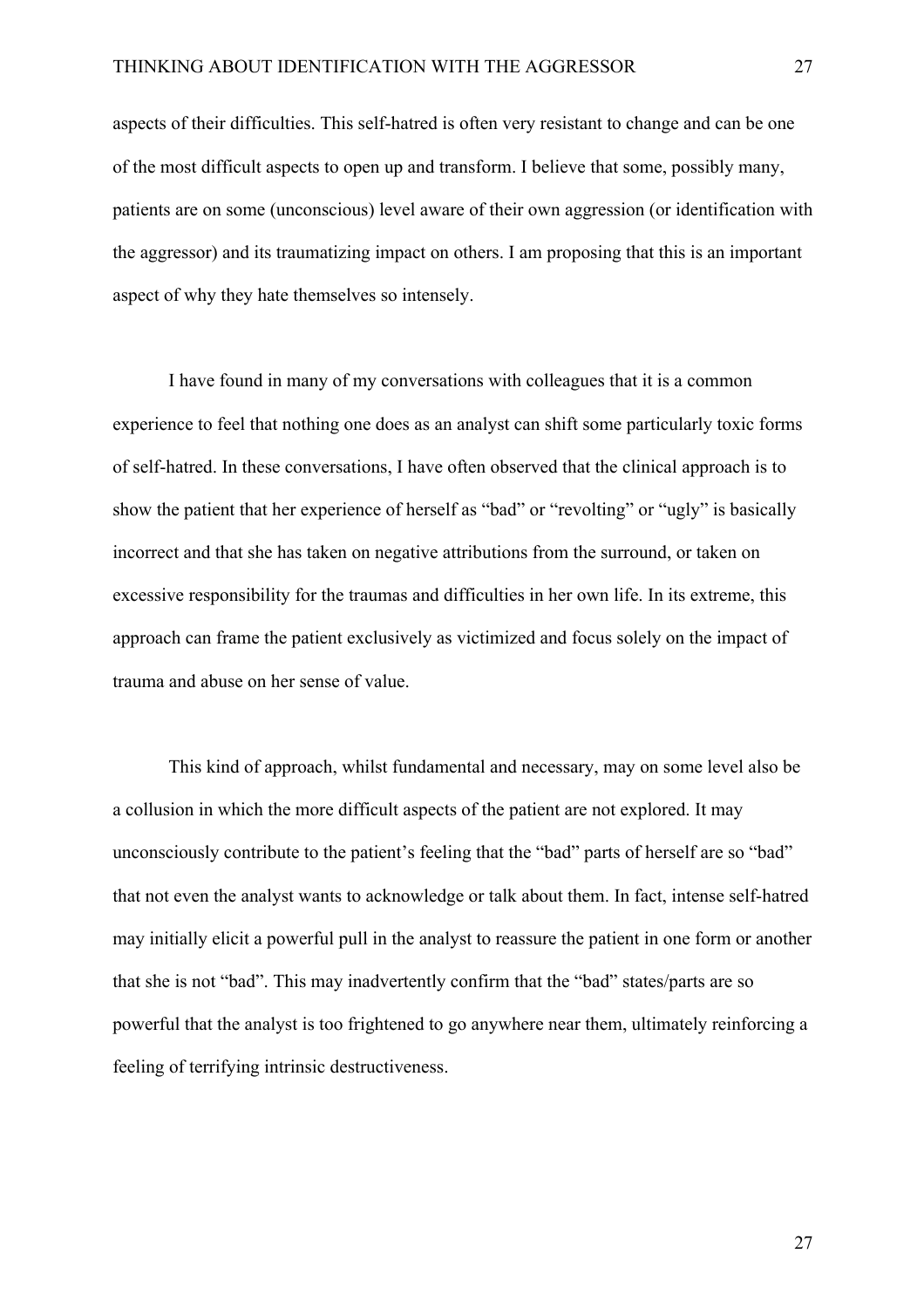aspects of their difficulties. This self-hatred is often very resistant to change and can be one of the most difficult aspects to open up and transform. I believe that some, possibly many, patients are on some (unconscious) level aware of their own aggression (or identification with the aggressor) and its traumatizing impact on others. I am proposing that this is an important aspect of why they hate themselves so intensely.

I have found in many of my conversations with colleagues that it is a common experience to feel that nothing one does as an analyst can shift some particularly toxic forms of self-hatred. In these conversations, I have often observed that the clinical approach is to show the patient that her experience of herself as "bad" or "revolting" or "ugly" is basically incorrect and that she has taken on negative attributions from the surround, or taken on excessive responsibility for the traumas and difficulties in her own life. In its extreme, this approach can frame the patient exclusively as victimized and focus solely on the impact of trauma and abuse on her sense of value.

This kind of approach, whilst fundamental and necessary, may on some level also be a collusion in which the more difficult aspects of the patient are not explored. It may unconsciously contribute to the patient's feeling that the "bad" parts of herself are so "bad" that not even the analyst wants to acknowledge or talk about them. In fact, intense self-hatred may initially elicit a powerful pull in the analyst to reassure the patient in one form or another that she is not "bad". This may inadvertently confirm that the "bad" states/parts are so powerful that the analyst is too frightened to go anywhere near them, ultimately reinforcing a feeling of terrifying intrinsic destructiveness.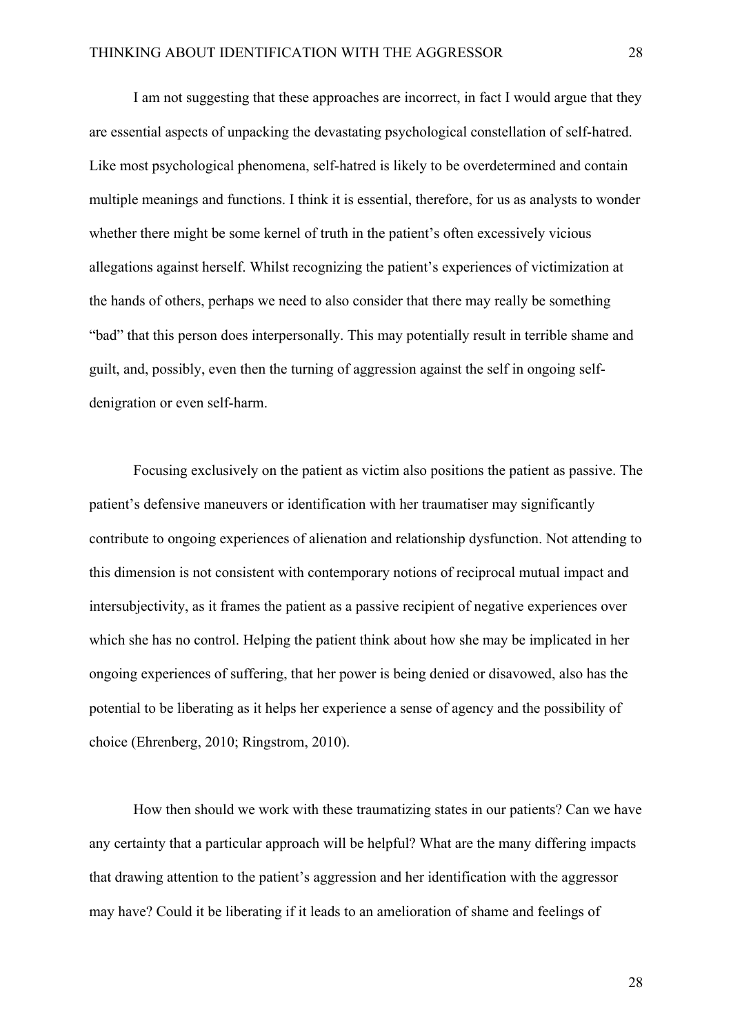I am not suggesting that these approaches are incorrect, in fact I would argue that they are essential aspects of unpacking the devastating psychological constellation of self-hatred. Like most psychological phenomena, self-hatred is likely to be overdetermined and contain multiple meanings and functions. I think it is essential, therefore, for us as analysts to wonder whether there might be some kernel of truth in the patient's often excessively vicious allegations against herself. Whilst recognizing the patient's experiences of victimization at the hands of others, perhaps we need to also consider that there may really be something "bad" that this person does interpersonally. This may potentially result in terrible shame and guilt, and, possibly, even then the turning of aggression against the self in ongoing self-denigration or even self-harm.

Focusing exclusively on the patient as victim also positions the patient as passive. The patient's defensive maneuvers or identification with her traumatiser may significantly contribute to ongoing experiences of alienation and relationship dysfunction. Not attending to this dimension is not consistent with contemporary notions of reciprocal mutual impact and intersubjectivity, as it frames the patient as a passive recipient of negative experiences over which she has no control. Helping the patient think about how she may be implicated in her ongoing experiences of suffering, that her power is being denied or disavowed, also has the potential to be liberating as it helps her experience a sense of agency and the possibility of choice (Ehrenberg, 2010; Ringstrom, 2010).

How then should we work with these traumatizing states in our patients? Can we have any certainty that a particular approach will be helpful? What are the many differing impacts that drawing attention to the patient's aggression and her identification with the aggressor may have? Could it be liberating if it leads to an amelioration of shame and feelings of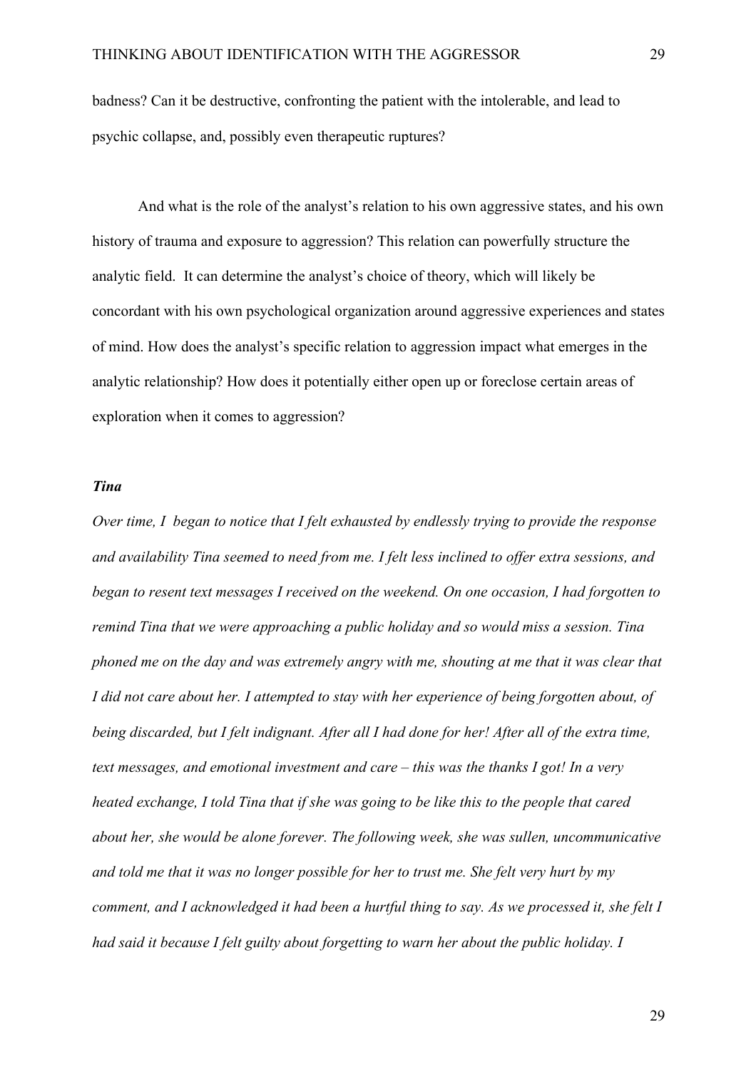badness? Can it be destructive, confronting the patient with the intolerable, and lead to psychic collapse, and, possibly even therapeutic ruptures?

And what is the role of the analyst's relation to his own aggressive states, and his own history of trauma and exposure to aggression? This relation can powerfully structure the analytic field. It can determine the analyst's choice of theory, which will likely be concordant with his own psychological organization around aggressive experiences and states of mind. How does the analyst's specific relation to aggression impact what emerges in the analytic relationship? How does it potentially either open up or foreclose certain areas of exploration when it comes to aggression?

### *Tina*

*Over time, I began to notice that I felt exhausted by endlessly trying to provide the response and availability Tina seemed to need from me. I felt less inclined to offer extra sessions, and began to resent text messages I received on the weekend. On one occasion, I had forgotten to remind Tina that we were approaching a public holiday and so would miss a session. Tina phoned me on the day and was extremely angry with me, shouting at me that it was clear that I did not care about her. I attempted to stay with her experience of being forgotten about, of being discarded, but I felt indignant. After all I had done for her! After all of the extra time, text messages, and emotional investment and care – this was the thanks I got! In a very heated exchange, I told Tina that if she was going to be like this to the people that cared about her, she would be alone forever. The following week, she was sullen, uncommunicative and told me that it was no longer possible for her to trust me. She felt very hurt by my comment, and I acknowledged it had been a hurtful thing to say. As we processed it, she felt I had said it because I felt guilty about forgetting to warn her about the public holiday. I*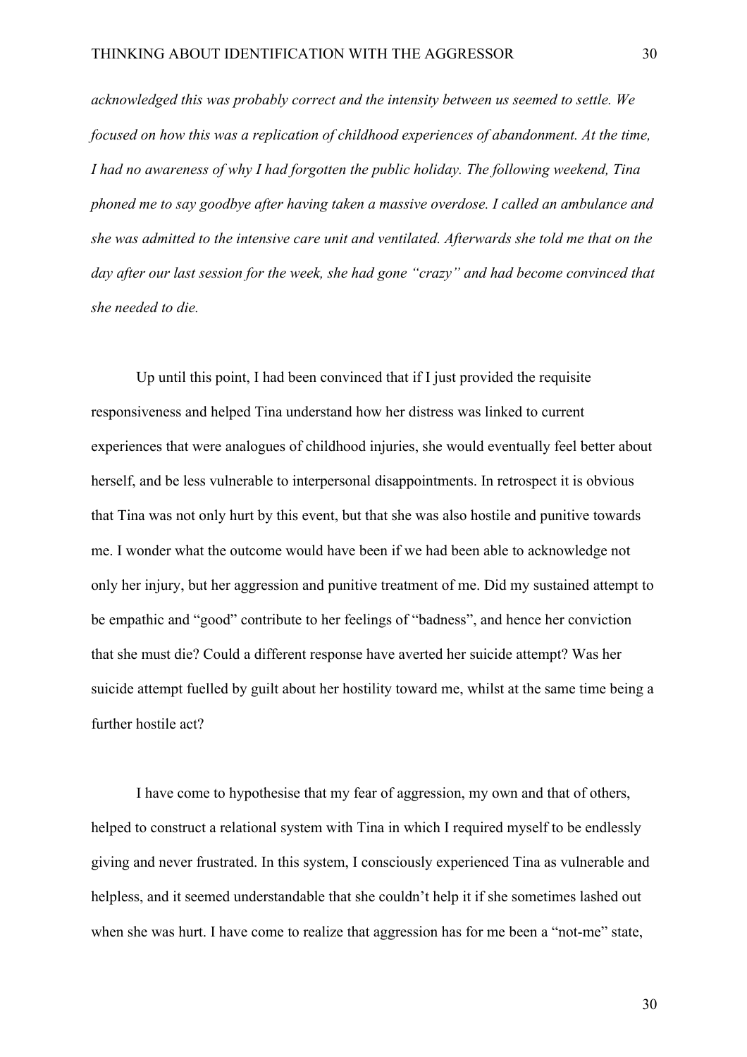*acknowledged this was probably correct and the intensity between us seemed to settle. We focused on how this was a replication of childhood experiences of abandonment. At the time, I had no awareness of why I had forgotten the public holiday. The following weekend, Tina phoned me to say goodbye after having taken a massive overdose. I called an ambulance and she was admitted to the intensive care unit and ventilated. Afterwards she told me that on the day after our last session for the week, she had gone "crazy" and had become convinced that she needed to die.*

Up until this point, I had been convinced that if I just provided the requisite responsiveness and helped Tina understand how her distress was linked to current experiences that were analogues of childhood injuries, she would eventually feel better about herself, and be less vulnerable to interpersonal disappointments. In retrospect it is obvious that Tina was not only hurt by this event, but that she was also hostile and punitive towards me. I wonder what the outcome would have been if we had been able to acknowledge not only her injury, but her aggression and punitive treatment of me. Did my sustained attempt to be empathic and "good" contribute to her feelings of "badness", and hence her conviction that she must die? Could a different response have averted her suicide attempt? Was her suicide attempt fuelled by guilt about her hostility toward me, whilst at the same time being a further hostile act?

I have come to hypothesise that my fear of aggression, my own and that of others, helped to construct a relational system with Tina in which I required myself to be endlessly giving and never frustrated. In this system, I consciously experienced Tina as vulnerable and helpless, and it seemed understandable that she couldn't help it if she sometimes lashed out when she was hurt. I have come to realize that aggression has for me been a "not-me" state,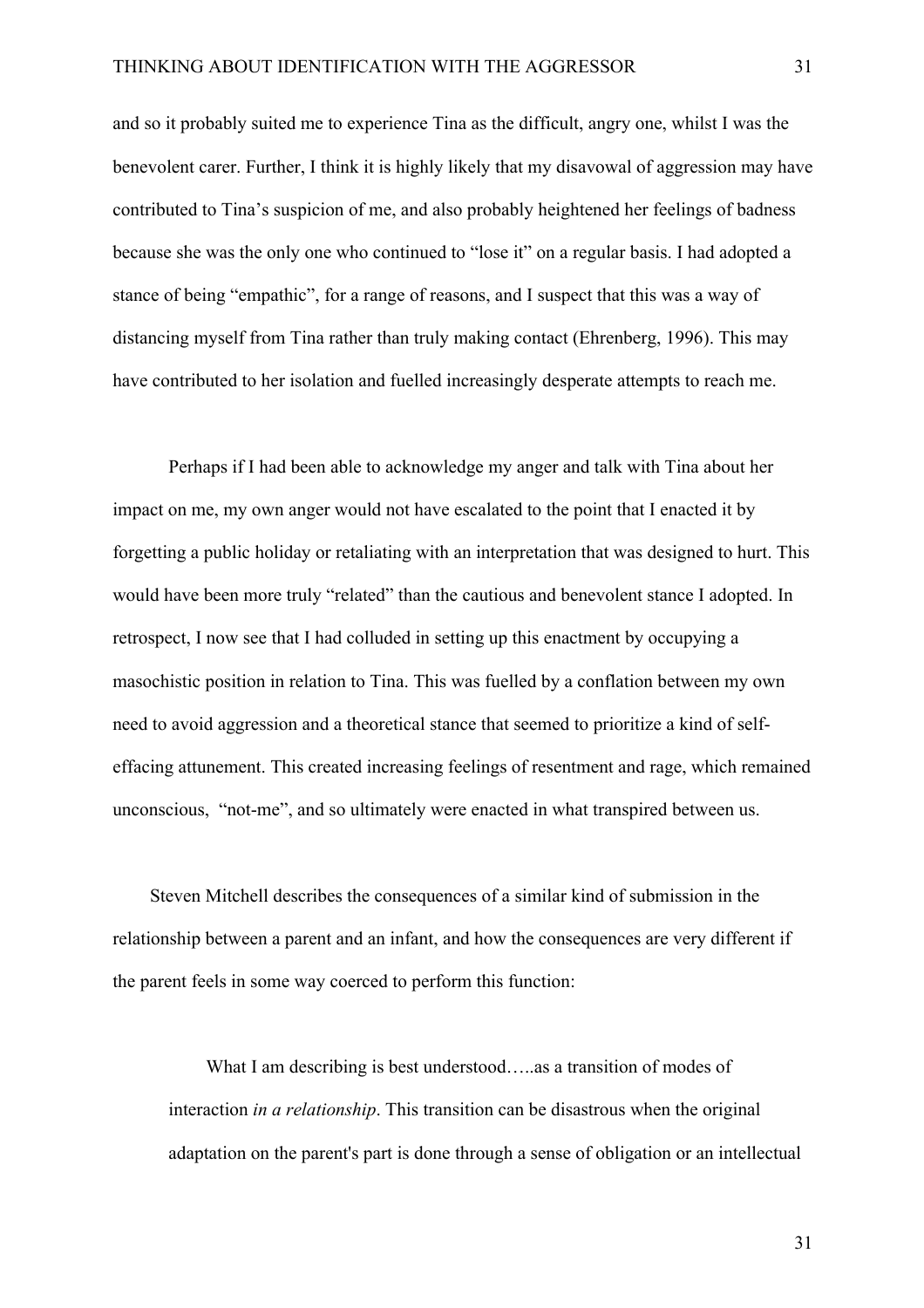and so it probably suited me to experience Tina as the difficult, angry one, whilst I was the benevolent carer. Further, I think it is highly likely that my disavowal of aggression may have contributed to Tina's suspicion of me, and also probably heightened her feelings of badness because she was the only one who continued to "lose it" on a regular basis. I had adopted a stance of being "empathic", for a range of reasons, and I suspect that this was a way of distancing myself from Tina rather than truly making contact (Ehrenberg, 1996). This may have contributed to her isolation and fuelled increasingly desperate attempts to reach me.

Perhaps if I had been able to acknowledge my anger and talk with Tina about her impact on me, my own anger would not have escalated to the point that I enacted it by forgetting a public holiday or retaliating with an interpretation that was designed to hurt. This would have been more truly "related" than the cautious and benevolent stance I adopted. In retrospect, I now see that I had colluded in setting up this enactment by occupying a masochistic position in relation to Tina. This was fuelled by a conflation between my own need to avoid aggression and a theoretical stance that seemed to prioritize a kind of self-effacing attunement. This created increasing feelings of resentment and rage, which remained unconscious, "not-me", and so ultimately were enacted in what transpired between us.

Steven Mitchell describes the consequences of a similar kind of submission in the relationship between a parent and an infant, and how the consequences are very different if the parent feels in some way coerced to perform this function:

> What I am describing is best understood…..as a transition of modes of interaction *in a relationship*. This transition can be disastrous when the original adaptation on the parent's part is done through a sense of obligation or an intellectual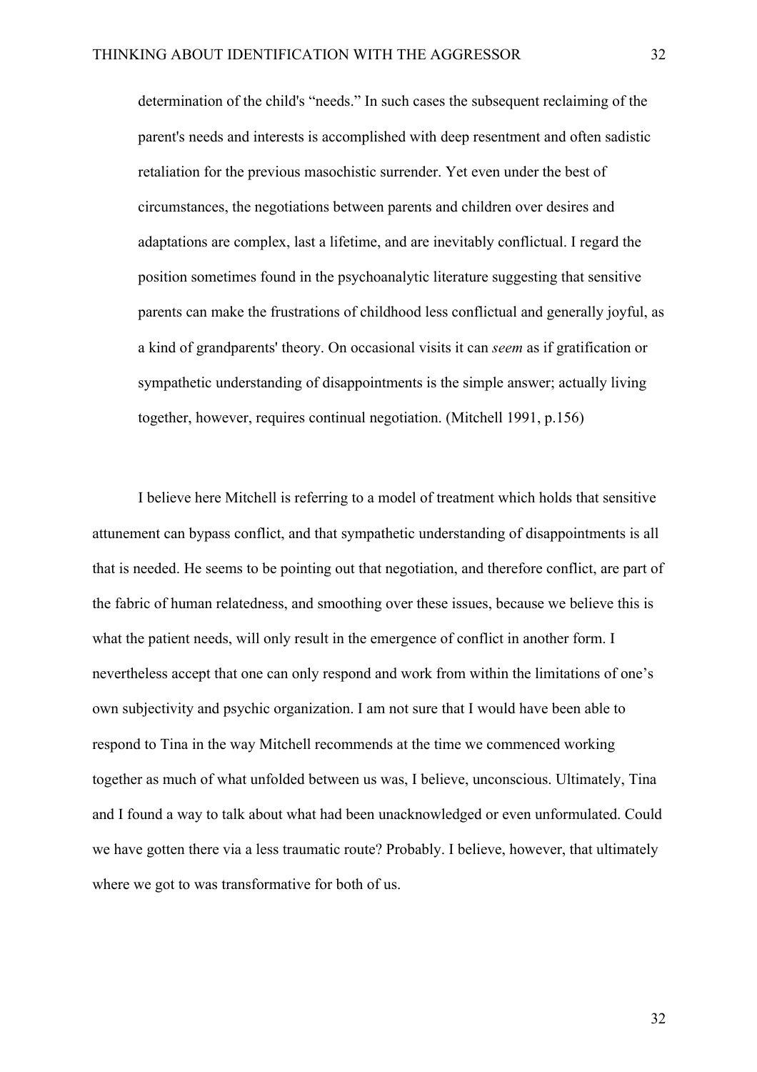> determination of the child's "needs." In such cases the subsequent reclaiming of the parent's needs and interests is accomplished with deep resentment and often sadistic retaliation for the previous masochistic surrender. Yet even under the best of circumstances, the negotiations between parents and children over desires and adaptations are complex, last a lifetime, and are inevitably conflictual. I regard the position sometimes found in the psychoanalytic literature suggesting that sensitive parents can make the frustrations of childhood less conflictual and generally joyful, as a kind of grandparents' theory. On occasional visits it can *seem* as if gratification or sympathetic understanding of disappointments is the simple answer; actually living together, however, requires continual negotiation. (Mitchell 1991, p.156)

I believe here Mitchell is referring to a model of treatment which holds that sensitive attunement can bypass conflict, and that sympathetic understanding of disappointments is all that is needed. He seems to be pointing out that negotiation, and therefore conflict, are part of the fabric of human relatedness, and smoothing over these issues, because we believe this is what the patient needs, will only result in the emergence of conflict in another form. I nevertheless accept that one can only respond and work from within the limitations of one's own subjectivity and psychic organization. I am not sure that I would have been able to respond to Tina in the way Mitchell recommends at the time we commenced working together as much of what unfolded between us was, I believe, unconscious. Ultimately, Tina and I found a way to talk about what had been unacknowledged or even unformulated. Could we have gotten there via a less traumatic route? Probably. I believe, however, that ultimately where we got to was transformative for both of us.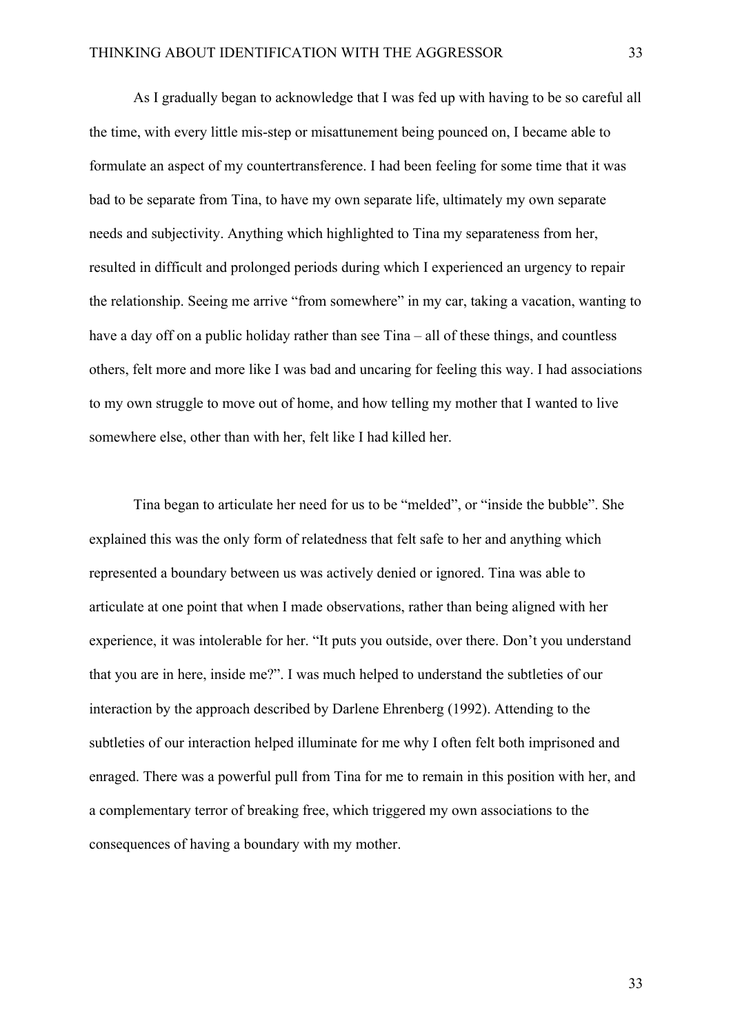As I gradually began to acknowledge that I was fed up with having to be so careful all the time, with every little mis-step or misattunement being pounced on, I became able to formulate an aspect of my countertransference. I had been feeling for some time that it was bad to be separate from Tina, to have my own separate life, ultimately my own separate needs and subjectivity. Anything which highlighted to Tina my separateness from her, resulted in difficult and prolonged periods during which I experienced an urgency to repair the relationship. Seeing me arrive "from somewhere" in my car, taking a vacation, wanting to have a day off on a public holiday rather than see Tina – all of these things, and countless others, felt more and more like I was bad and uncaring for feeling this way. I had associations to my own struggle to move out of home, and how telling my mother that I wanted to live somewhere else, other than with her, felt like I had killed her.

Tina began to articulate her need for us to be "melded", or "inside the bubble". She explained this was the only form of relatedness that felt safe to her and anything which represented a boundary between us was actively denied or ignored. Tina was able to articulate at one point that when I made observations, rather than being aligned with her experience, it was intolerable for her. "It puts you outside, over there. Don't you understand that you are in here, inside me?". I was much helped to understand the subtleties of our interaction by the approach described by Darlene Ehrenberg (1992). Attending to the subtleties of our interaction helped illuminate for me why I often felt both imprisoned and enraged. There was a powerful pull from Tina for me to remain in this position with her, and a complementary terror of breaking free, which triggered my own associations to the consequences of having a boundary with my mother.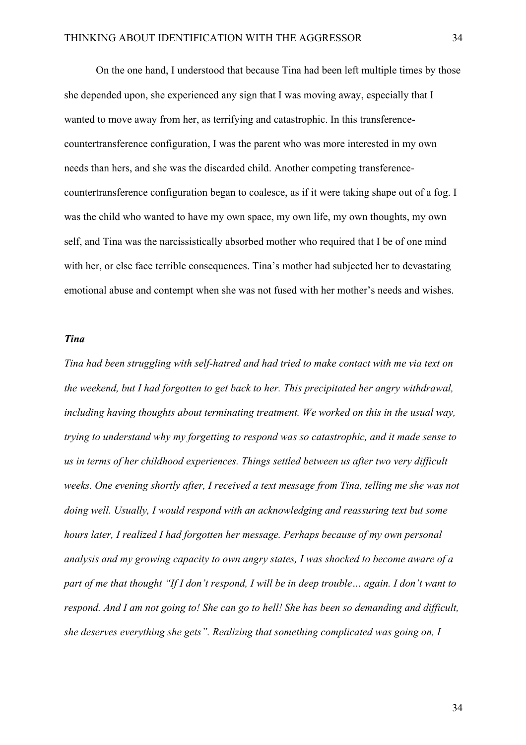On the one hand, I understood that because Tina had been left multiple times by those she depended upon, she experienced any sign that I was moving away, especially that I wanted to move away from her, as terrifying and catastrophic. In this transference-countertransference configuration, I was the parent who was more interested in my own needs than hers, and she was the discarded child. Another competing transference-countertransference configuration began to coalesce, as if it were taking shape out of a fog. I was the child who wanted to have my own space, my own life, my own thoughts, my own self, and Tina was the narcissistically absorbed mother who required that I be of one mind with her, or else face terrible consequences. Tina's mother had subjected her to devastating emotional abuse and contempt when she was not fused with her mother's needs and wishes.

### *Tina*

*Tina had been struggling with self-hatred and had tried to make contact with me via text on the weekend, but I had forgotten to get back to her. This precipitated her angry withdrawal, including having thoughts about terminating treatment. We worked on this in the usual way, trying to understand why my forgetting to respond was so catastrophic, and it made sense to us in terms of her childhood experiences. Things settled between us after two very difficult weeks. One evening shortly after, I received a text message from Tina, telling me she was not doing well. Usually, I would respond with an acknowledging and reassuring text but some hours later, I realized I had forgotten her message. Perhaps because of my own personal analysis and my growing capacity to own angry states, I was shocked to become aware of a part of me that thought "If I don't respond, I will be in deep trouble… again. I don't want to respond. And I am not going to! She can go to hell! She has been so demanding and difficult, she deserves everything she gets". Realizing that something complicated was going on, I*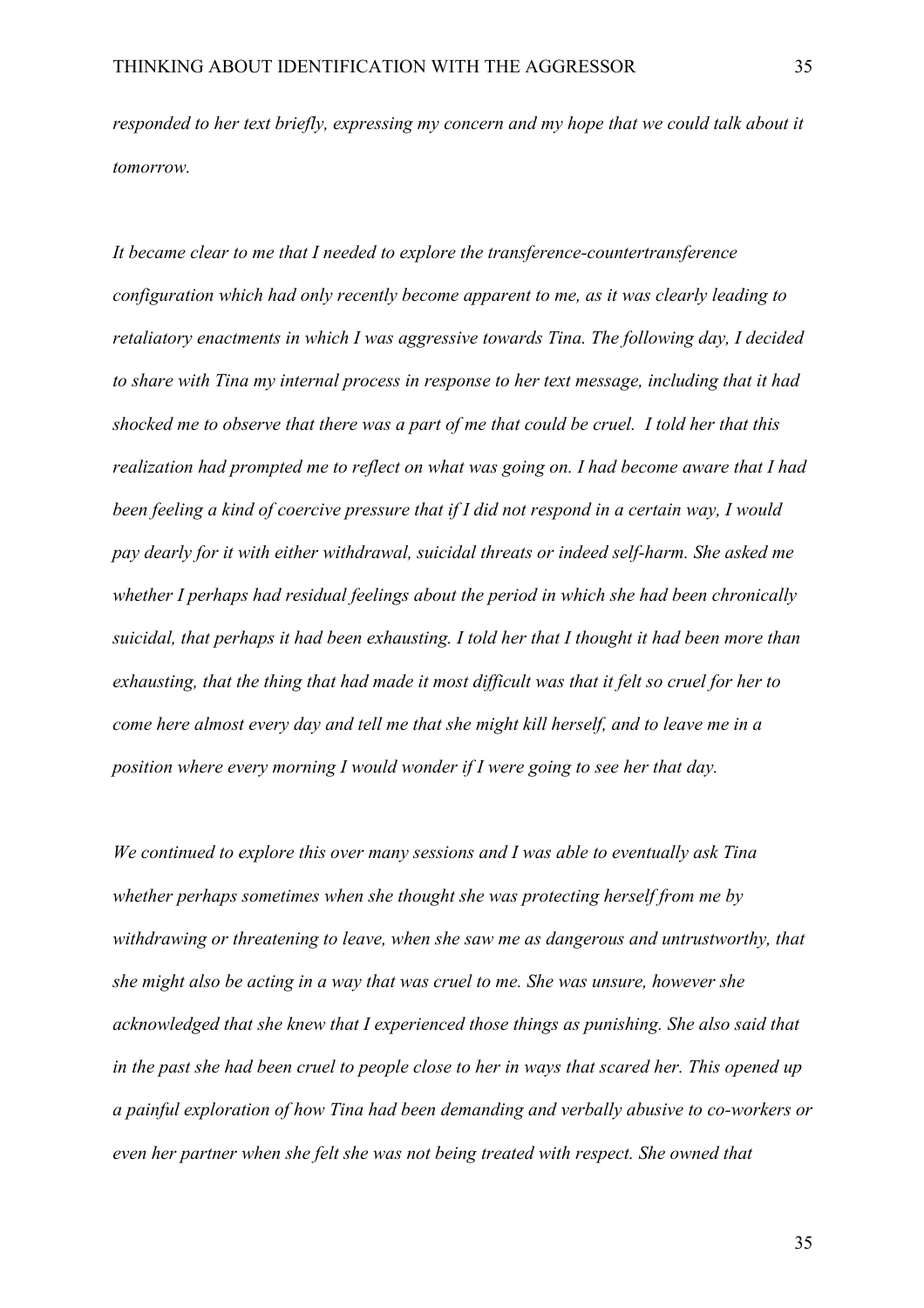*responded to her text briefly, expressing my concern and my hope that we could talk about it tomorrow.*

*It became clear to me that I needed to explore the transference-countertransference configuration which had only recently become apparent to me, as it was clearly leading to retaliatory enactments in which I was aggressive towards Tina. The following day, I decided to share with Tina my internal process in response to her text message, including that it had shocked me to observe that there was a part of me that could be cruel. I told her that this realization had prompted me to reflect on what was going on. I had become aware that I had been feeling a kind of coercive pressure that if I did not respond in a certain way, I would pay dearly for it with either withdrawal, suicidal threats or indeed self-harm. She asked me whether I perhaps had residual feelings about the period in which she had been chronically suicidal, that perhaps it had been exhausting. I told her that I thought it had been more than exhausting, that the thing that had made it most difficult was that it felt so cruel for her to come here almost every day and tell me that she might kill herself, and to leave me in a position where every morning I would wonder if I were going to see her that day.*

*We continued to explore this over many sessions and I was able to eventually ask Tina whether perhaps sometimes when she thought she was protecting herself from me by withdrawing or threatening to leave, when she saw me as dangerous and untrustworthy, that she might also be acting in a way that was cruel to me. She was unsure, however she acknowledged that she knew that I experienced those things as punishing. She also said that in the past she had been cruel to people close to her in ways that scared her. This opened up a painful exploration of how Tina had been demanding and verbally abusive to co-workers or even her partner when she felt she was not being treated with respect. She owned that*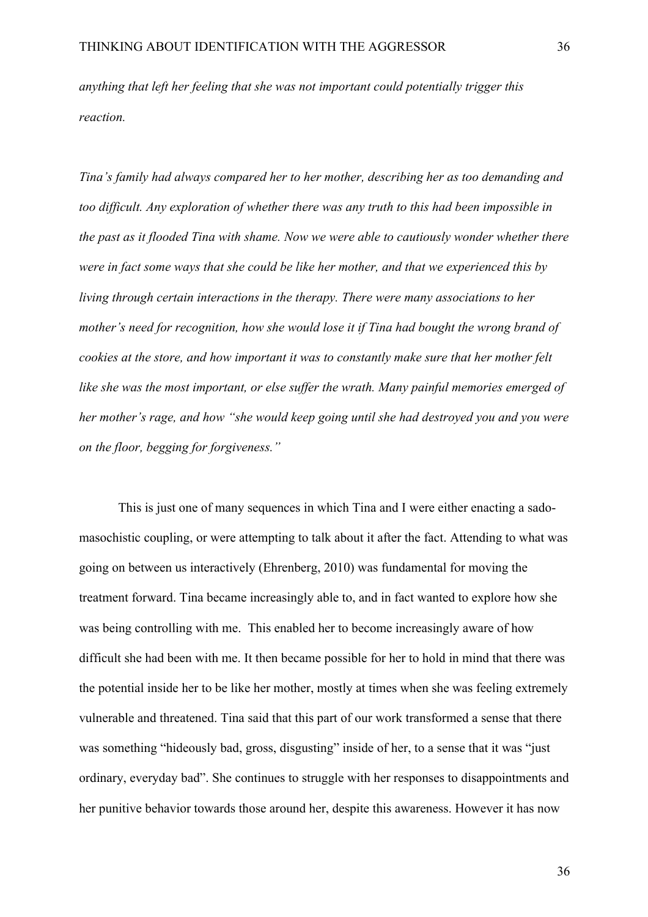*anything that left her feeling that she was not important could potentially trigger this reaction.*

*Tina's family had always compared her to her mother, describing her as too demanding and too difficult. Any exploration of whether there was any truth to this had been impossible in the past as it flooded Tina with shame. Now we were able to cautiously wonder whether there were in fact some ways that she could be like her mother, and that we experienced this by living through certain interactions in the therapy. There were many associations to her mother's need for recognition, how she would lose it if Tina had bought the wrong brand of cookies at the store, and how important it was to constantly make sure that her mother felt like she was the most important, or else suffer the wrath. Many painful memories emerged of her mother's rage, and how "she would keep going until she had destroyed you and you were on the floor, begging for forgiveness."*

This is just one of many sequences in which Tina and I were either enacting a sado-masochistic coupling, or were attempting to talk about it after the fact. Attending to what was going on between us interactively (Ehrenberg, 2010) was fundamental for moving the treatment forward. Tina became increasingly able to, and in fact wanted to explore how she was being controlling with me. This enabled her to become increasingly aware of how difficult she had been with me. It then became possible for her to hold in mind that there was the potential inside her to be like her mother, mostly at times when she was feeling extremely vulnerable and threatened. Tina said that this part of our work transformed a sense that there was something "hideously bad, gross, disgusting" inside of her, to a sense that it was "just ordinary, everyday bad". She continues to struggle with her responses to disappointments and her punitive behavior towards those around her, despite this awareness. However it has now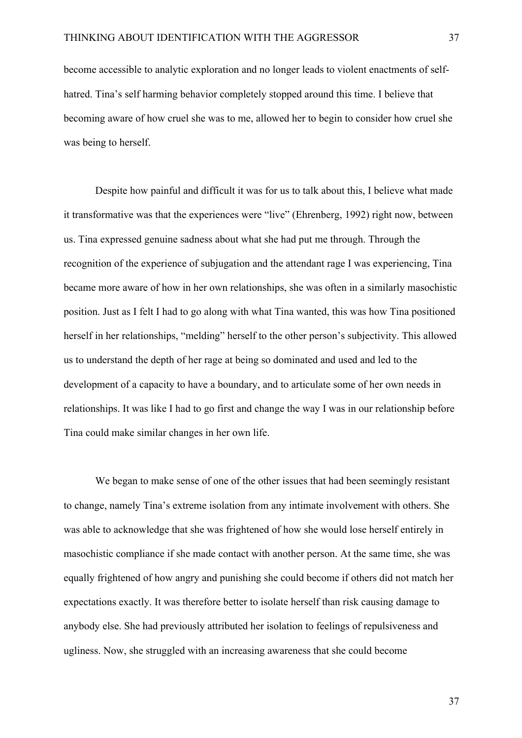become accessible to analytic exploration and no longer leads to violent enactments of self-hatred. Tina's self harming behavior completely stopped around this time. I believe that becoming aware of how cruel she was to me, allowed her to begin to consider how cruel she was being to herself.

Despite how painful and difficult it was for us to talk about this, I believe what made it transformative was that the experiences were "live" (Ehrenberg, 1992) right now, between us. Tina expressed genuine sadness about what she had put me through. Through the recognition of the experience of subjugation and the attendant rage I was experiencing, Tina became more aware of how in her own relationships, she was often in a similarly masochistic position. Just as I felt I had to go along with what Tina wanted, this was how Tina positioned herself in her relationships, "melding" herself to the other person's subjectivity. This allowed us to understand the depth of her rage at being so dominated and used and led to the development of a capacity to have a boundary, and to articulate some of her own needs in relationships. It was like I had to go first and change the way I was in our relationship before Tina could make similar changes in her own life.

We began to make sense of one of the other issues that had been seemingly resistant to change, namely Tina's extreme isolation from any intimate involvement with others. She was able to acknowledge that she was frightened of how she would lose herself entirely in masochistic compliance if she made contact with another person. At the same time, she was equally frightened of how angry and punishing she could become if others did not match her expectations exactly. It was therefore better to isolate herself than risk causing damage to anybody else. She had previously attributed her isolation to feelings of repulsiveness and ugliness. Now, she struggled with an increasing awareness that she could become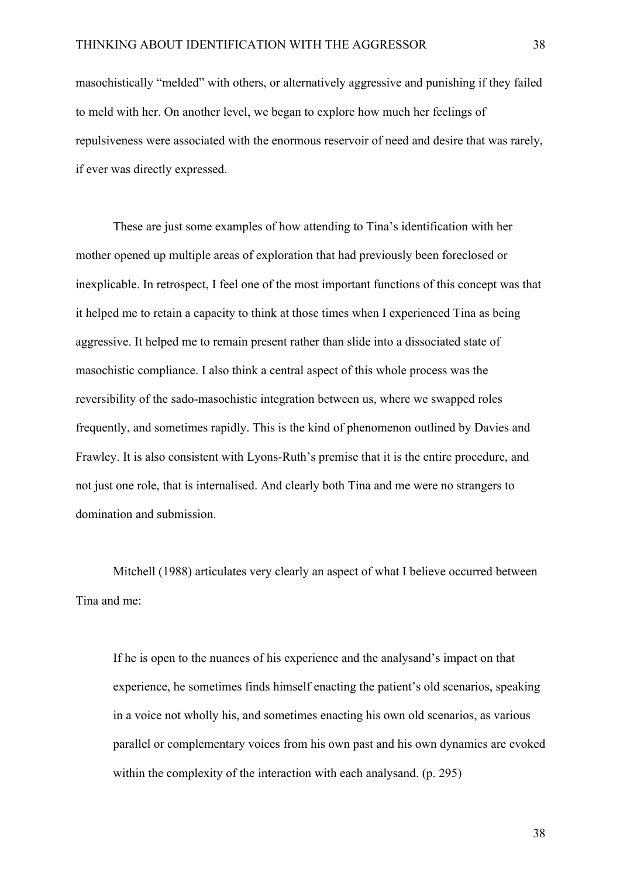masochistically "melded" with others, or alternatively aggressive and punishing if they failed to meld with her. On another level, we began to explore how much her feelings of repulsiveness were associated with the enormous reservoir of need and desire that was rarely, if ever was directly expressed.

These are just some examples of how attending to Tina's identification with her mother opened up multiple areas of exploration that had previously been foreclosed or inexplicable. In retrospect, I feel one of the most important functions of this concept was that it helped me to retain a capacity to think at those times when I experienced Tina as being aggressive. It helped me to remain present rather than slide into a dissociated state of masochistic compliance. I also think a central aspect of this whole process was the reversibility of the sado-masochistic integration between us, where we swapped roles frequently, and sometimes rapidly. This is the kind of phenomenon outlined by Davies and Frawley. It is also consistent with Lyons-Ruth's premise that it is the entire procedure, and not just one role, that is internalised. And clearly both Tina and me were no strangers to domination and submission.

Mitchell (1988) articulates very clearly an aspect of what I believe occurred between Tina and me:

> If he is open to the nuances of his experience and the analysand's impact on that experience, he sometimes finds himself enacting the patient's old scenarios, speaking in a voice not wholly his, and sometimes enacting his own old scenarios, as various parallel or complementary voices from his own past and his own dynamics are evoked within the complexity of the interaction with each analysand. (p. 295)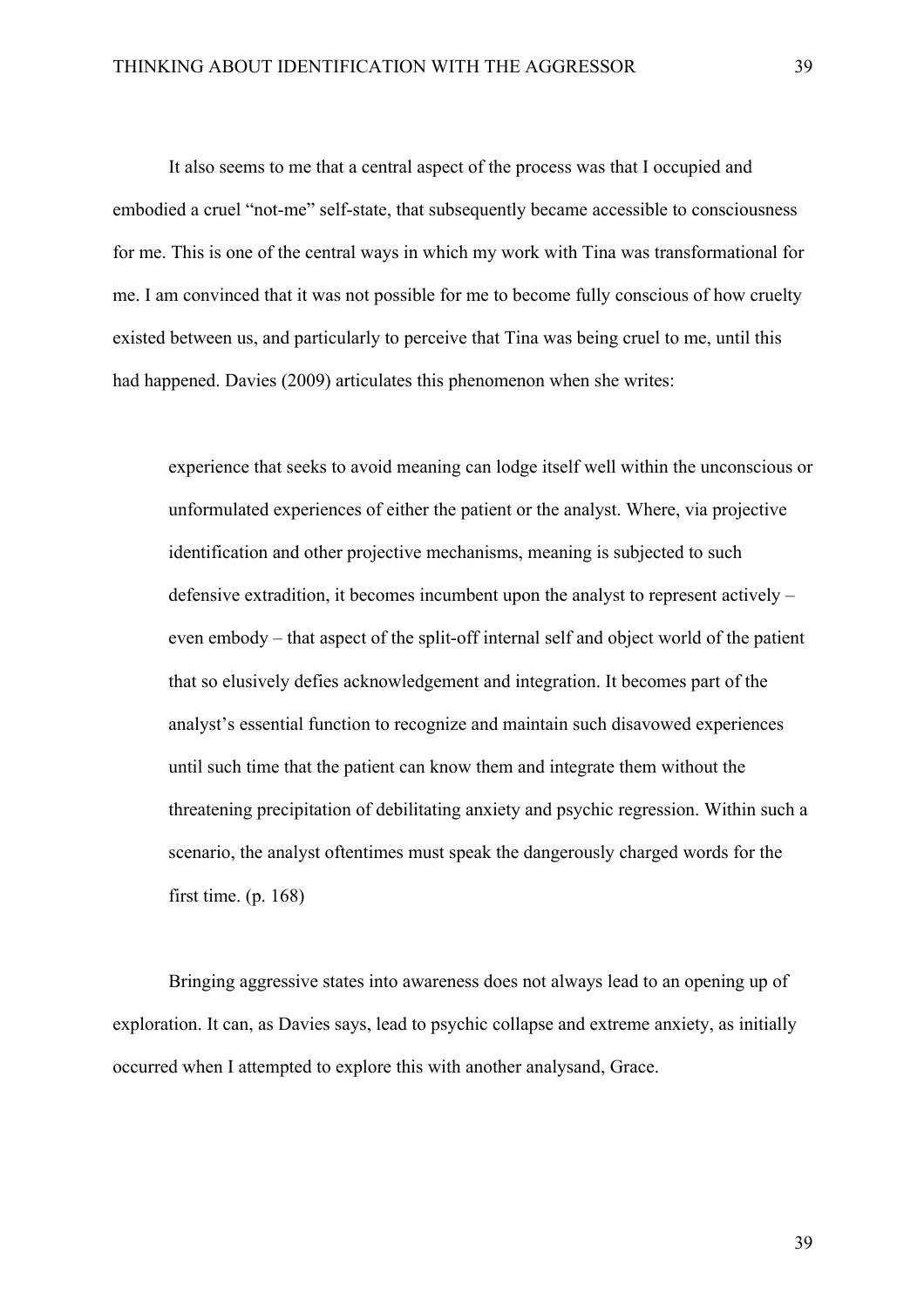It also seems to me that a central aspect of the process was that I occupied and embodied a cruel "not-me" self-state, that subsequently became accessible to consciousness for me. This is one of the central ways in which my work with Tina was transformational for me. I am convinced that it was not possible for me to become fully conscious of how cruelty existed between us, and particularly to perceive that Tina was being cruel to me, until this had happened. Davies (2009) articulates this phenomenon when she writes:

> experience that seeks to avoid meaning can lodge itself well within the unconscious or unformulated experiences of either the patient or the analyst. Where, via projective identification and other projective mechanisms, meaning is subjected to such defensive extradition, it becomes incumbent upon the analyst to represent actively – even embody – that aspect of the split-off internal self and object world of the patient that so elusively defies acknowledgement and integration. It becomes part of the analyst's essential function to recognize and maintain such disavowed experiences until such time that the patient can know them and integrate them without the threatening precipitation of debilitating anxiety and psychic regression. Within such a scenario, the analyst oftentimes must speak the dangerously charged words for the first time. (p. 168)

Bringing aggressive states into awareness does not always lead to an opening up of exploration. It can, as Davies says, lead to psychic collapse and extreme anxiety, as initially occurred when I attempted to explore this with another analysand, Grace.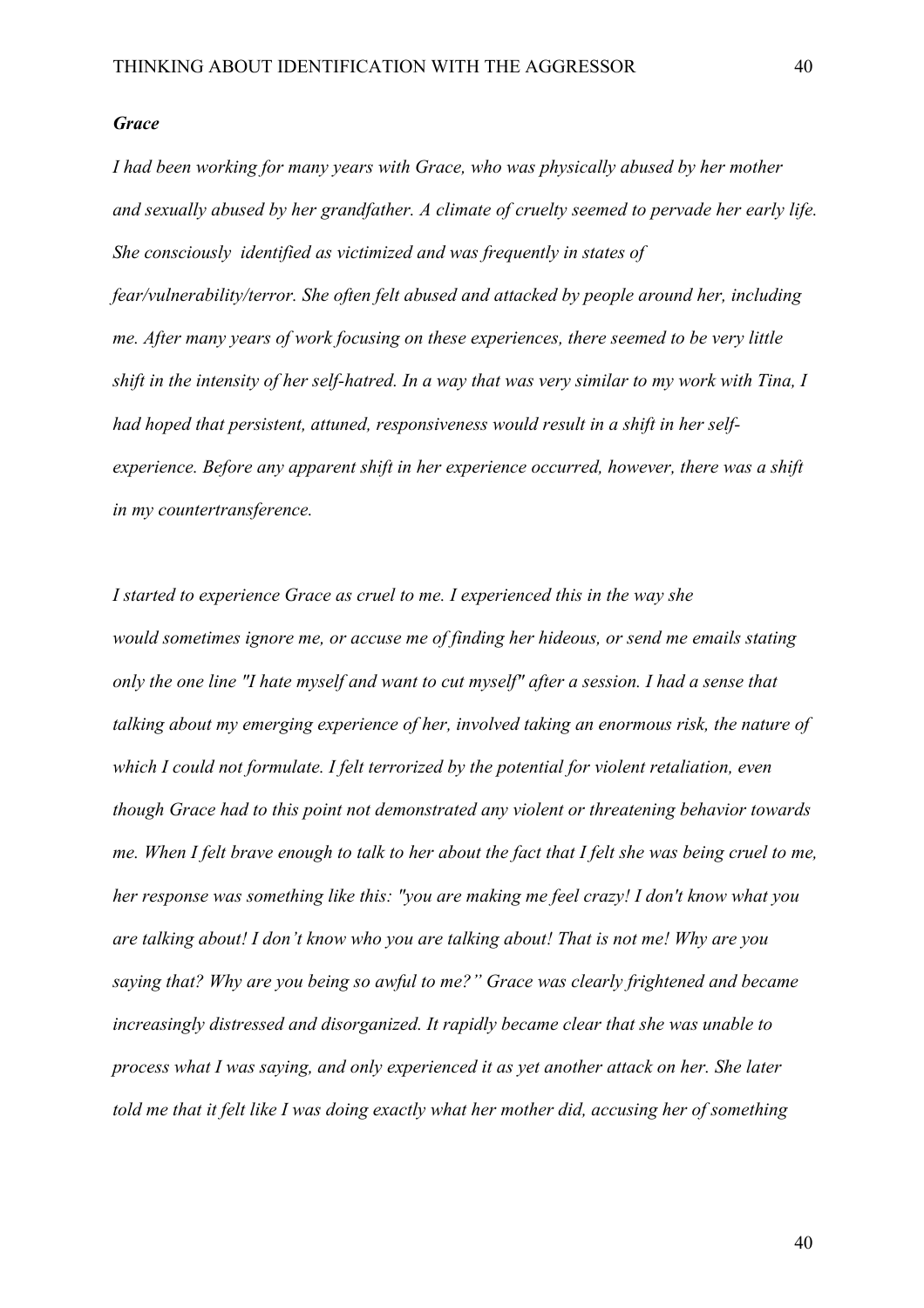***Grace***

*I had been working for many years with Grace, who was physically abused by her mother and sexually abused by her grandfather. A climate of cruelty seemed to pervade her early life. She consciously identified as victimized and was frequently in states of fear/vulnerability/terror. She often felt abused and attacked by people around her, including me. After many years of work focusing on these experiences, there seemed to be very little shift in the intensity of her self-hatred. In a way that was very similar to my work with Tina, I had hoped that persistent, attuned, responsiveness would result in a shift in her self-experience. Before any apparent shift in her experience occurred, however, there was a shift in my countertransference.*

*I started to experience Grace as cruel to me. I experienced this in the way she would sometimes ignore me, or accuse me of finding her hideous, or send me emails stating only the one line "I hate myself and want to cut myself" after a session. I had a sense that talking about my emerging experience of her, involved taking an enormous risk, the nature of which I could not formulate. I felt terrorized by the potential for violent retaliation, even though Grace had to this point not demonstrated any violent or threatening behavior towards me. When I felt brave enough to talk to her about the fact that I felt she was being cruel to me, her response was something like this: "you are making me feel crazy! I don't know what you are talking about! I don't know who you are talking about! That is not me! Why are you saying that? Why are you being so awful to me?" Grace was clearly frightened and became increasingly distressed and disorganized. It rapidly became clear that she was unable to process what I was saying, and only experienced it as yet another attack on her. She later told me that it felt like I was doing exactly what her mother did, accusing her of something*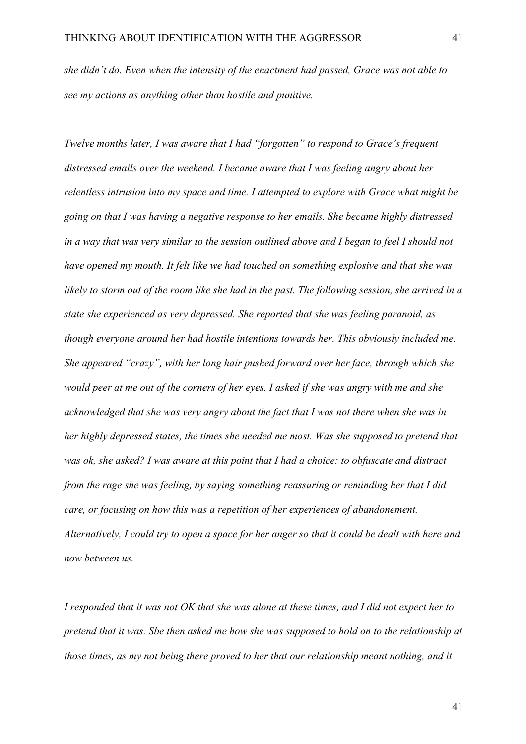*she didn't do. Even when the intensity of the enactment had passed, Grace was not able to see my actions as anything other than hostile and punitive.*

*Twelve months later, I was aware that I had "forgotten" to respond to Grace's frequent distressed emails over the weekend. I became aware that I was feeling angry about her relentless intrusion into my space and time. I attempted to explore with Grace what might be going on that I was having a negative response to her emails. She became highly distressed in a way that was very similar to the session outlined above and I began to feel I should not have opened my mouth. It felt like we had touched on something explosive and that she was likely to storm out of the room like she had in the past. The following session, she arrived in a state she experienced as very depressed. She reported that she was feeling paranoid, as though everyone around her had hostile intentions towards her. This obviously included me. She appeared "crazy", with her long hair pushed forward over her face, through which she would peer at me out of the corners of her eyes. I asked if she was angry with me and she acknowledged that she was very angry about the fact that I was not there when she was in her highly depressed states, the times she needed me most. Was she supposed to pretend that was ok, she asked? I was aware at this point that I had a choice: to obfuscate and distract from the rage she was feeling, by saying something reassuring or reminding her that I did care, or focusing on how this was a repetition of her experiences of abandonement. Alternatively, I could try to open a space for her anger so that it could be dealt with here and now between us.*

*I responded that it was not OK that she was alone at these times, and I did not expect her to pretend that it was. Sbe then asked me how she was supposed to hold on to the relationship at those times, as my not being there proved to her that our relationship meant nothing, and it*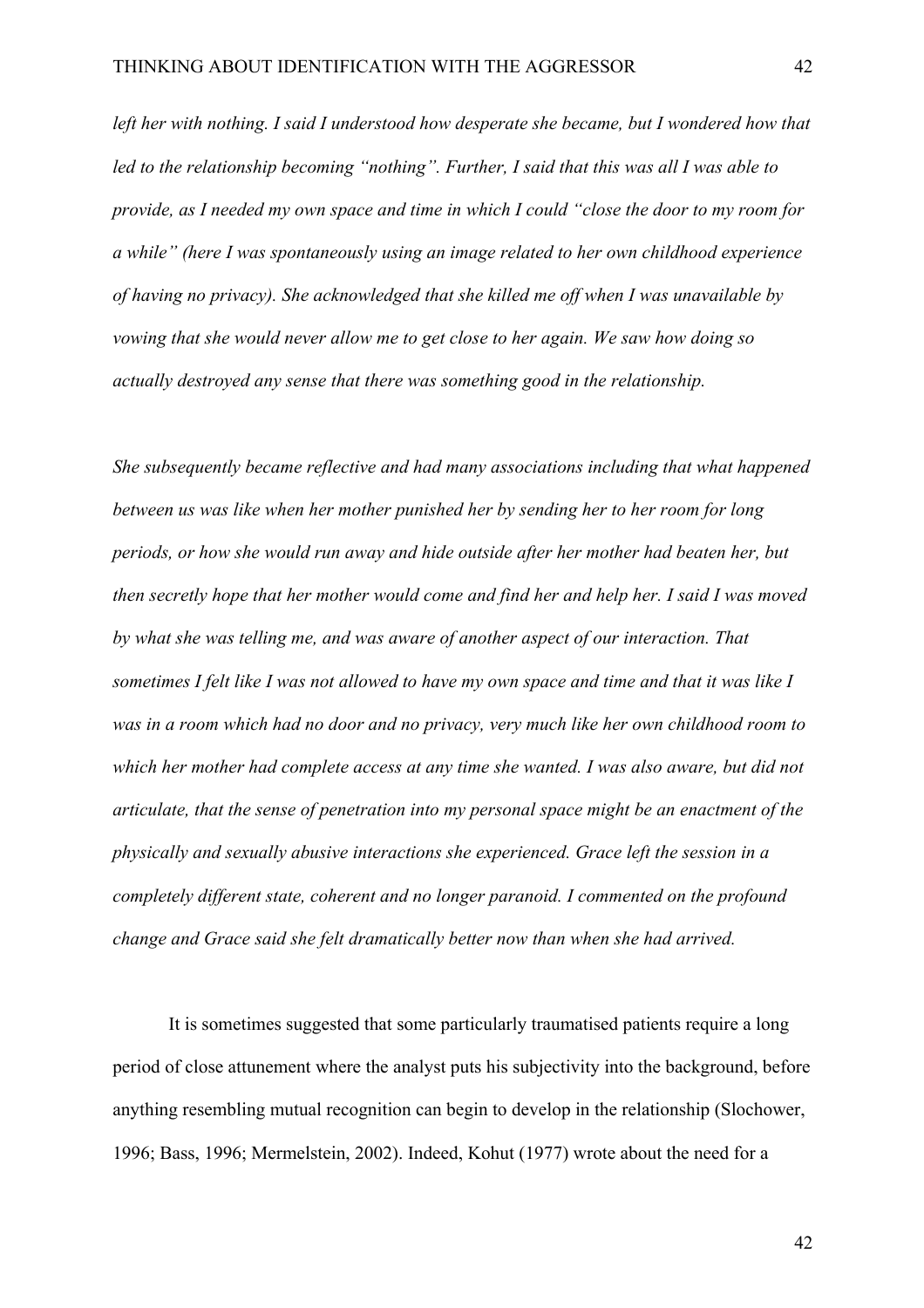*left her with nothing. I said I understood how desperate she became, but I wondered how that led to the relationship becoming "nothing". Further, I said that this was all I was able to provide, as I needed my own space and time in which I could "close the door to my room for a while" (here I was spontaneously using an image related to her own childhood experience of having no privacy). She acknowledged that she killed me off when I was unavailable by vowing that she would never allow me to get close to her again. We saw how doing so actually destroyed any sense that there was something good in the relationship.*

*She subsequently became reflective and had many associations including that what happened between us was like when her mother punished her by sending her to her room for long periods, or how she would run away and hide outside after her mother had beaten her, but then secretly hope that her mother would come and find her and help her. I said I was moved by what she was telling me, and was aware of another aspect of our interaction. That sometimes I felt like I was not allowed to have my own space and time and that it was like I was in a room which had no door and no privacy, very much like her own childhood room to which her mother had complete access at any time she wanted. I was also aware, but did not articulate, that the sense of penetration into my personal space might be an enactment of the physically and sexually abusive interactions she experienced. Grace left the session in a completely different state, coherent and no longer paranoid. I commented on the profound change and Grace said she felt dramatically better now than when she had arrived.*

It is sometimes suggested that some particularly traumatised patients require a long period of close attunement where the analyst puts his subjectivity into the background, before anything resembling mutual recognition can begin to develop in the relationship (Slochower, 1996; Bass, 1996; Mermelstein, 2002). Indeed, Kohut (1977) wrote about the need for a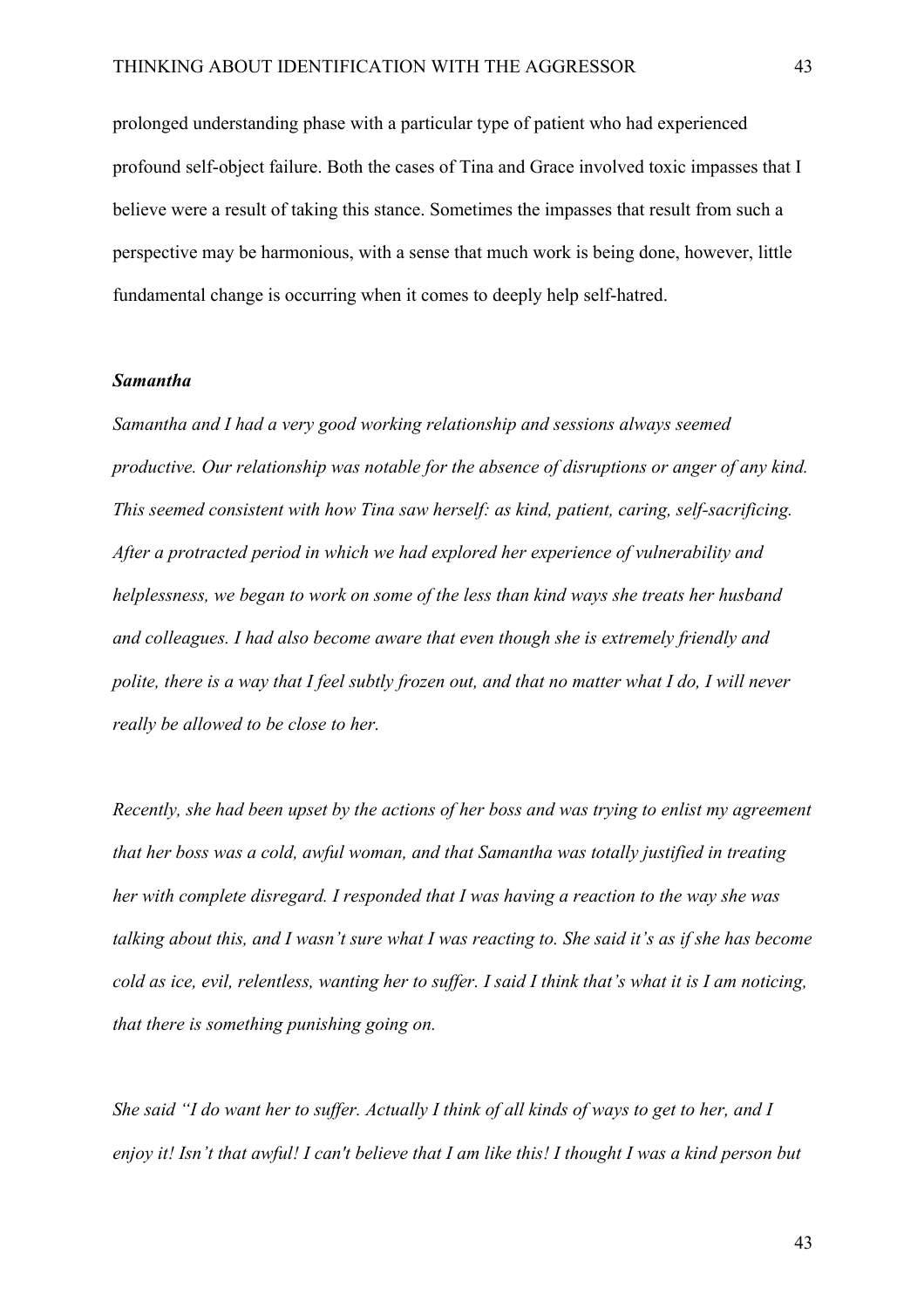prolonged understanding phase with a particular type of patient who had experienced profound self-object failure. Both the cases of Tina and Grace involved toxic impasses that I believe were a result of taking this stance. Sometimes the impasses that result from such a perspective may be harmonious, with a sense that much work is being done, however, little fundamental change is occurring when it comes to deeply help self-hatred.

### *Samantha*

*Samantha and I had a very good working relationship and sessions always seemed productive. Our relationship was notable for the absence of disruptions or anger of any kind. This seemed consistent with how Tina saw herself: as kind, patient, caring, self-sacrificing. After a protracted period in which we had explored her experience of vulnerability and helplessness, we began to work on some of the less than kind ways she treats her husband and colleagues. I had also become aware that even though she is extremely friendly and polite, there is a way that I feel subtly frozen out, and that no matter what I do, I will never really be allowed to be close to her.*

*Recently, she had been upset by the actions of her boss and was trying to enlist my agreement that her boss was a cold, awful woman, and that Samantha was totally justified in treating her with complete disregard. I responded that I was having a reaction to the way she was talking about this, and I wasn't sure what I was reacting to. She said it's as if she has become cold as ice, evil, relentless, wanting her to suffer. I said I think that's what it is I am noticing, that there is something punishing going on.*

*She said "I do want her to suffer. Actually I think of all kinds of ways to get to her, and I enjoy it! Isn't that awful! I can't believe that I am like this! I thought I was a kind person but*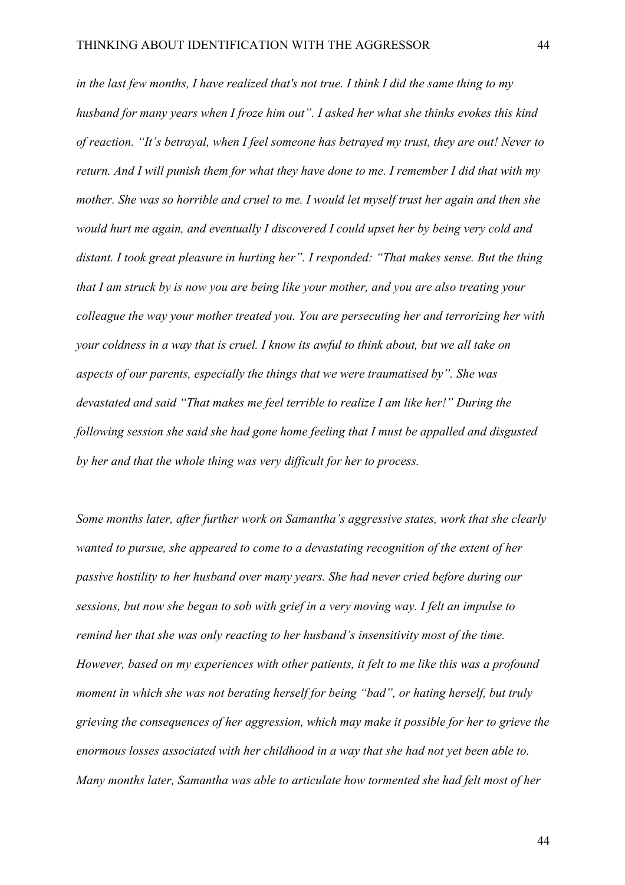*in the last few months, I have realized that's not true. I think I did the same thing to my husband for many years when I froze him out". I asked her what she thinks evokes this kind of reaction. "It's betrayal, when I feel someone has betrayed my trust, they are out! Never to return. And I will punish them for what they have done to me. I remember I did that with my mother. She was so horrible and cruel to me. I would let myself trust her again and then she would hurt me again, and eventually I discovered I could upset her by being very cold and distant. I took great pleasure in hurting her". I responded: "That makes sense. But the thing that I am struck by is now you are being like your mother, and you are also treating your colleague the way your mother treated you. You are persecuting her and terrorizing her with your coldness in a way that is cruel. I know its awful to think about, but we all take on aspects of our parents, especially the things that we were traumatised by". She was devastated and said "That makes me feel terrible to realize I am like her!" During the following session she said she had gone home feeling that I must be appalled and disgusted by her and that the whole thing was very difficult for her to process.*

*Some months later, after further work on Samantha's aggressive states, work that she clearly wanted to pursue, she appeared to come to a devastating recognition of the extent of her passive hostility to her husband over many years. She had never cried before during our sessions, but now she began to sob with grief in a very moving way. I felt an impulse to remind her that she was only reacting to her husband's insensitivity most of the time. However, based on my experiences with other patients, it felt to me like this was a profound moment in which she was not berating herself for being "bad", or hating herself, but truly grieving the consequences of her aggression, which may make it possible for her to grieve the enormous losses associated with her childhood in a way that she had not yet been able to. Many months later, Samantha was able to articulate how tormented she had felt most of her*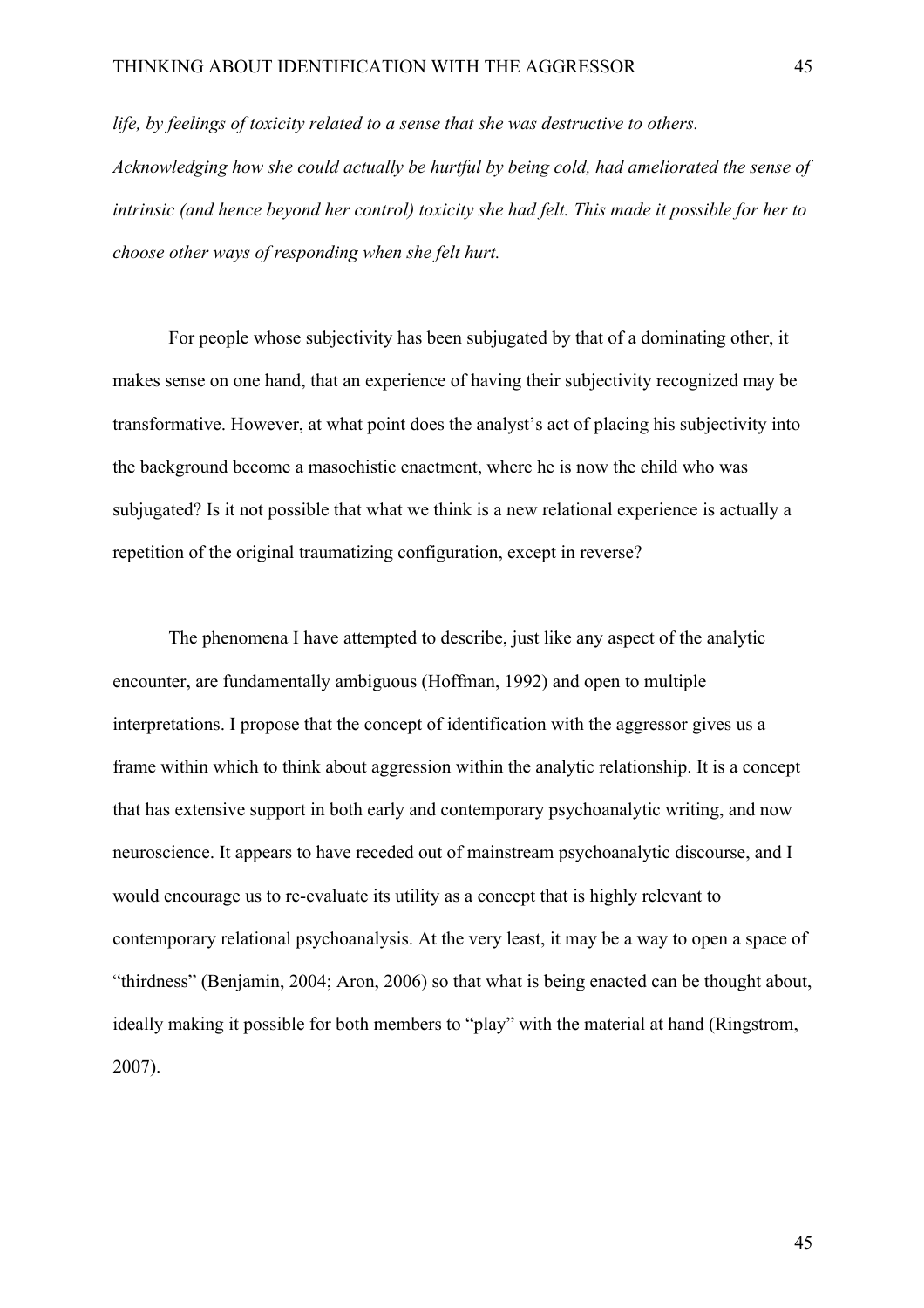*life, by feelings of toxicity related to a sense that she was destructive to others. Acknowledging how she could actually be hurtful by being cold, had ameliorated the sense of intrinsic (and hence beyond her control) toxicity she had felt. This made it possible for her to choose other ways of responding when she felt hurt.*

For people whose subjectivity has been subjugated by that of a dominating other, it makes sense on one hand, that an experience of having their subjectivity recognized may be transformative. However, at what point does the analyst's act of placing his subjectivity into the background become a masochistic enactment, where he is now the child who was subjugated? Is it not possible that what we think is a new relational experience is actually a repetition of the original traumatizing configuration, except in reverse?

The phenomena I have attempted to describe, just like any aspect of the analytic encounter, are fundamentally ambiguous (Hoffman, 1992) and open to multiple interpretations. I propose that the concept of identification with the aggressor gives us a frame within which to think about aggression within the analytic relationship. It is a concept that has extensive support in both early and contemporary psychoanalytic writing, and now neuroscience. It appears to have receded out of mainstream psychoanalytic discourse, and I would encourage us to re-evaluate its utility as a concept that is highly relevant to contemporary relational psychoanalysis. At the very least, it may be a way to open a space of "thirdness" (Benjamin, 2004; Aron, 2006) so that what is being enacted can be thought about, ideally making it possible for both members to "play" with the material at hand (Ringstrom, 2007).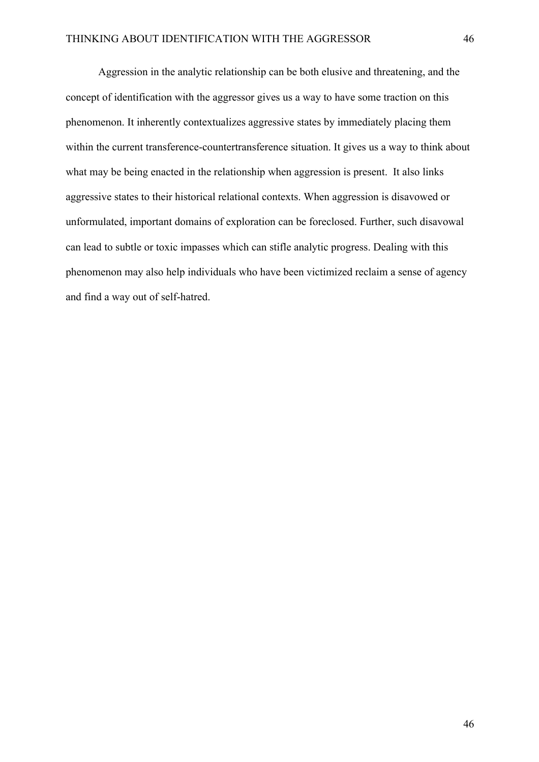Aggression in the analytic relationship can be both elusive and threatening, and the concept of identification with the aggressor gives us a way to have some traction on this phenomenon. It inherently contextualizes aggressive states by immediately placing them within the current transference-countertransference situation. It gives us a way to think about what may be being enacted in the relationship when aggression is present. It also links aggressive states to their historical relational contexts. When aggression is disavowed or unformulated, important domains of exploration can be foreclosed. Further, such disavowal can lead to subtle or toxic impasses which can stifle analytic progress. Dealing with this phenomenon may also help individuals who have been victimized reclaim a sense of agency and find a way out of self-hatred.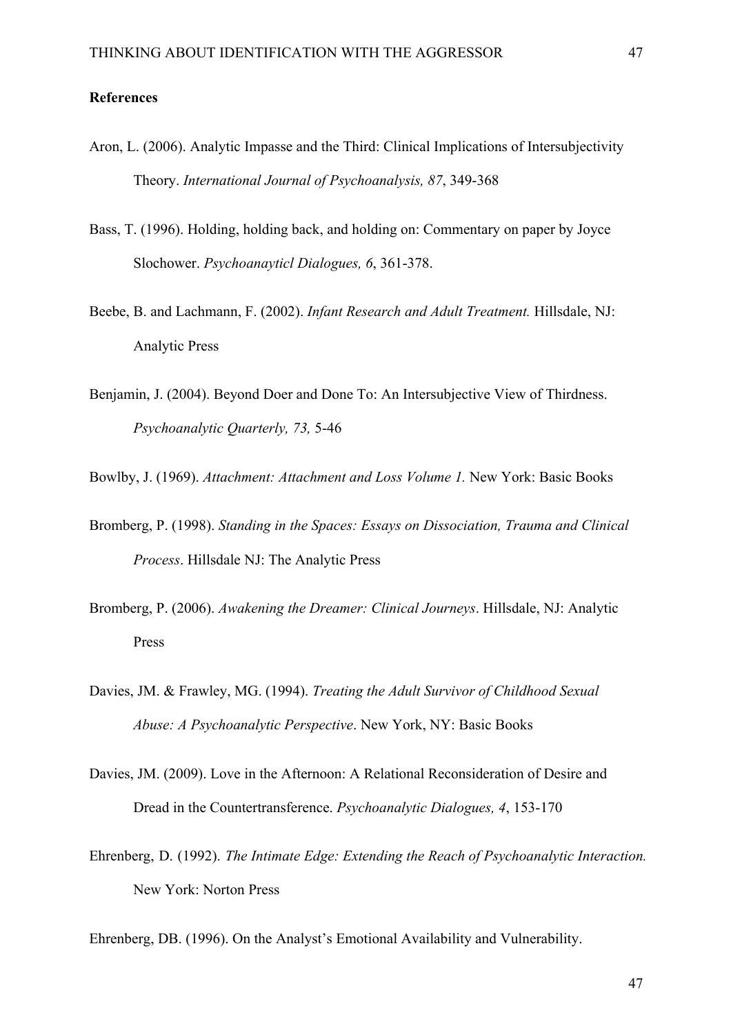**References**

Aron, L. (2006). Analytic Impasse and the Third: Clinical Implications of Intersubjectivity Theory. *International Journal of Psychoanalysis, 87*, 349-368

Bass, T. (1996). Holding, holding back, and holding on: Commentary on paper by Joyce Slochower. *Psychoanayticl Dialogues, 6*, 361-378.

Beebe, B. and Lachmann, F. (2002). *Infant Research and Adult Treatment.* Hillsdale, NJ: Analytic Press

Benjamin, J. (2004). Beyond Doer and Done To: An Intersubjective View of Thirdness. *Psychoanalytic Quarterly, 73,* 5-46

Bowlby, J. (1969). *Attachment: Attachment and Loss Volume 1.* New York: Basic Books

Bromberg, P. (1998). *Standing in the Spaces: Essays on Dissociation, Trauma and Clinical Process*. Hillsdale NJ: The Analytic Press

Bromberg, P. (2006). *Awakening the Dreamer: Clinical Journeys*. Hillsdale, NJ: Analytic Press

Davies, JM. & Frawley, MG. (1994). *Treating the Adult Survivor of Childhood Sexual Abuse: A Psychoanalytic Perspective*. New York, NY: Basic Books

Davies, JM. (2009). Love in the Afternoon: A Relational Reconsideration of Desire and Dread in the Countertransference. *Psychoanalytic Dialogues, 4*, 153-170

Ehrenberg, D. (1992). *The Intimate Edge: Extending the Reach of Psychoanalytic Interaction.* New York: Norton Press

Ehrenberg, DB. (1996). On the Analyst's Emotional Availability and Vulnerability.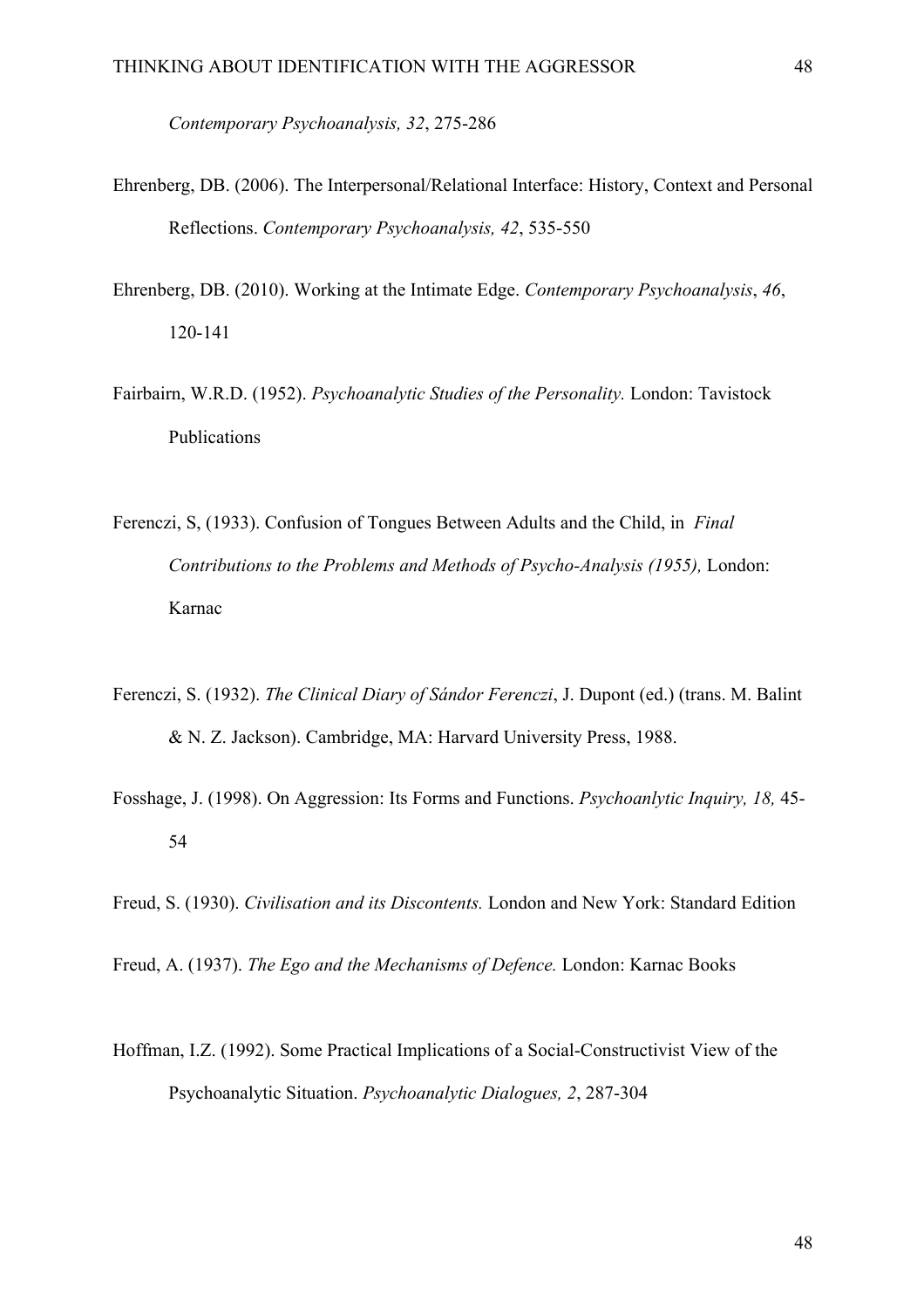*Contemporary Psychoanalysis, 32*, 275-286

Ehrenberg, DB. (2006). The Interpersonal/Relational Interface: History, Context and Personal Reflections. *Contemporary Psychoanalysis, 42*, 535-550

Ehrenberg, DB. (2010). Working at the Intimate Edge. *Contemporary Psychoanalysis*, *46*, 120-141

Fairbairn, W.R.D. (1952). *Psychoanalytic Studies of the Personality.* London: Tavistock Publications

Ferenczi, S, (1933). Confusion of Tongues Between Adults and the Child, in *Final Contributions to the Problems and Methods of Psycho-Analysis (1955),* London: Karnac

Ferenczi, S. (1932). *The Clinical Diary of Sándor Ferenczi*, J. Dupont (ed.) (trans. M. Balint & N. Z. Jackson). Cambridge, MA: Harvard University Press, 1988.

Fosshage, J. (1998). On Aggression: Its Forms and Functions. *Psychoanlytic Inquiry, 18,* 45-54

Freud, S. (1930). *Civilisation and its Discontents.* London and New York: Standard Edition

Freud, A. (1937). *The Ego and the Mechanisms of Defence.* London: Karnac Books

Hoffman, I.Z. (1992). Some Practical Implications of a Social-Constructivist View of the Psychoanalytic Situation. *Psychoanalytic Dialogues, 2*, 287-304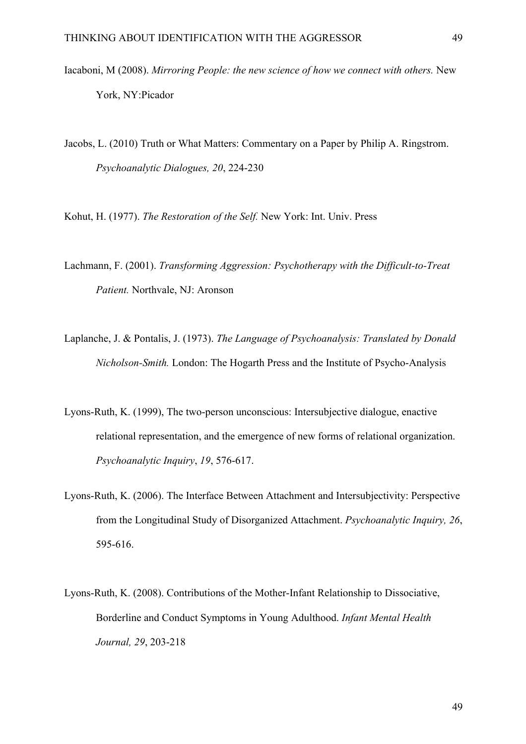Iacaboni, M (2008). *Mirroring People: the new science of how we connect with others.* New York, NY:Picador

Jacobs, L. (2010) Truth or What Matters: Commentary on a Paper by Philip A. Ringstrom. *Psychoanalytic Dialogues, 20*, 224-230

Kohut, H. (1977). *The Restoration of the Self.* New York: Int. Univ. Press

Lachmann, F. (2001). *Transforming Aggression: Psychotherapy with the Difficult-to-Treat Patient.* Northvale, NJ: Aronson

Laplanche, J. & Pontalis, J. (1973). *The Language of Psychoanalysis: Translated by Donald Nicholson-Smith.* London: The Hogarth Press and the Institute of Psycho-Analysis

Lyons-Ruth, K. (1999), The two-person unconscious: Intersubjective dialogue, enactive relational representation, and the emergence of new forms of relational organization. *Psychoanalytic Inquiry*, *19*, 576-617.

Lyons-Ruth, K. (2006). The Interface Between Attachment and Intersubjectivity: Perspective from the Longitudinal Study of Disorganized Attachment. *Psychoanalytic Inquiry, 26*, 595-616.

Lyons-Ruth, K. (2008). Contributions of the Mother-Infant Relationship to Dissociative, Borderline and Conduct Symptoms in Young Adulthood. *Infant Mental Health Journal, 29*, 203-218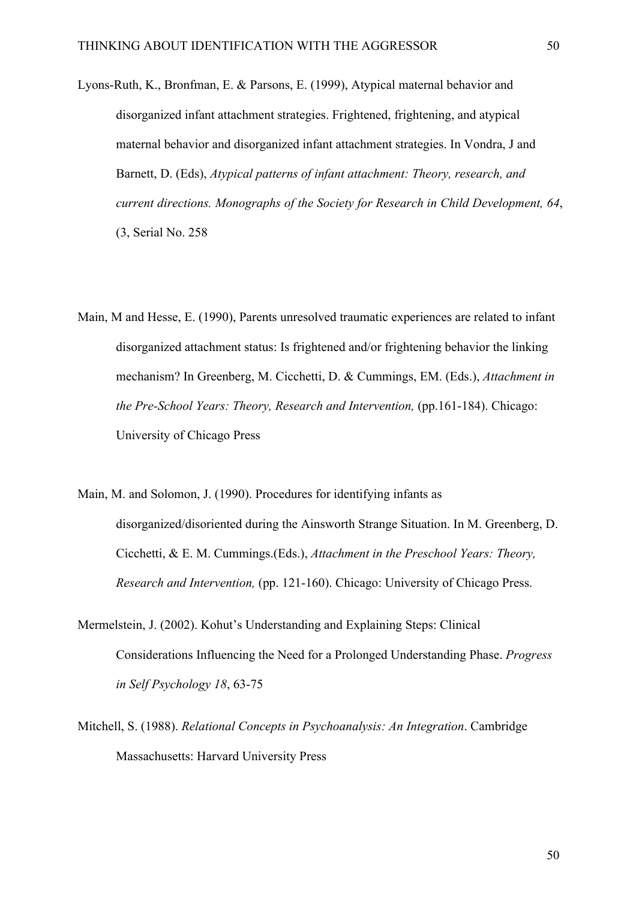Lyons-Ruth, K., Bronfman, E. & Parsons, E. (1999), Atypical maternal behavior and disorganized infant attachment strategies. Frightened, frightening, and atypical maternal behavior and disorganized infant attachment strategies. In Vondra, J and Barnett, D. (Eds), *Atypical patterns of infant attachment: Theory, research, and current directions. Monographs of the Society for Research in Child Development, 64*, (3, Serial No. 258

Main, M and Hesse, E. (1990), Parents unresolved traumatic experiences are related to infant disorganized attachment status: Is frightened and/or frightening behavior the linking mechanism? In Greenberg, M. Cicchetti, D. & Cummings, EM. (Eds.), *Attachment in the Pre-School Years: Theory, Research and Intervention,* (pp.161-184). Chicago: University of Chicago Press

Main, M. and Solomon, J. (1990). Procedures for identifying infants as disorganized/disoriented during the Ainsworth Strange Situation. In M. Greenberg, D. Cicchetti, & E. M. Cummings.(Eds.), *Attachment in the Preschool Years: Theory, Research and Intervention,* (pp. 121-160). Chicago: University of Chicago Press.

Mermelstein, J. (2002). Kohut's Understanding and Explaining Steps: Clinical Considerations Influencing the Need for a Prolonged Understanding Phase. *Progress in Self Psychology 18*, 63-75

Mitchell, S. (1988). *Relational Concepts in Psychoanalysis: An Integration*. Cambridge Massachusetts: Harvard University Press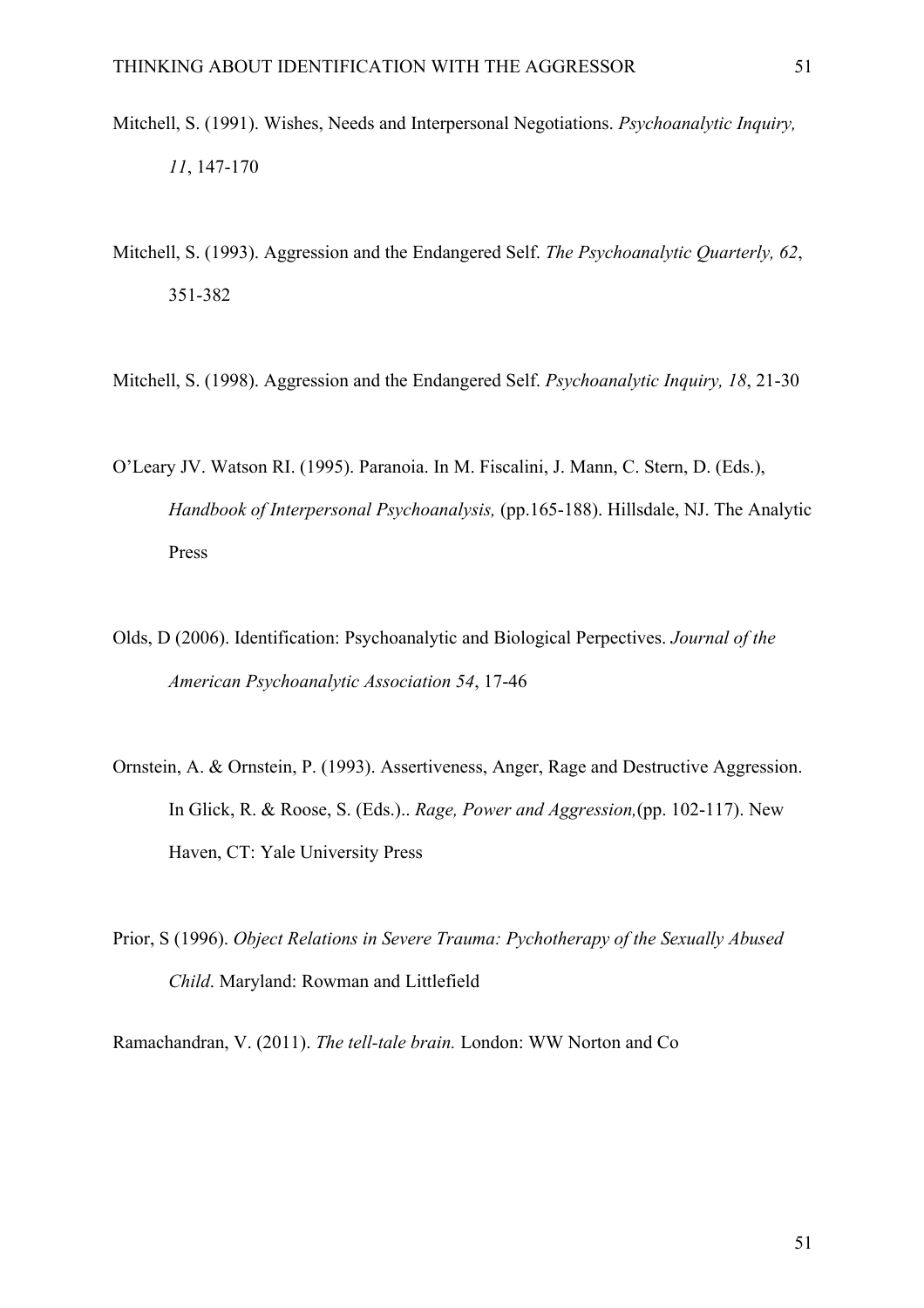Mitchell, S. (1991). Wishes, Needs and Interpersonal Negotiations. *Psychoanalytic Inquiry, 11*, 147-170

Mitchell, S. (1993). Aggression and the Endangered Self. *The Psychoanalytic Quarterly, 62*, 351-382

Mitchell, S. (1998). Aggression and the Endangered Self. *Psychoanalytic Inquiry, 18*, 21-30

O'Leary JV. Watson RI. (1995). Paranoia. In M. Fiscalini, J. Mann, C. Stern, D. (Eds.), *Handbook of Interpersonal Psychoanalysis,* (pp.165-188). Hillsdale, NJ. The Analytic Press

Olds, D (2006). Identification: Psychoanalytic and Biological Perpectives. *Journal of the American Psychoanalytic Association 54*, 17-46

Ornstein, A. & Ornstein, P. (1993). Assertiveness, Anger, Rage and Destructive Aggression. In Glick, R. & Roose, S. (Eds.).. *Rage, Power and Aggression,*(pp. 102-117). New Haven, CT: Yale University Press

Prior, S (1996). *Object Relations in Severe Trauma: Pychotherapy of the Sexually Abused Child*. Maryland: Rowman and Littlefield

Ramachandran, V. (2011). *The tell-tale brain.* London: WW Norton and Co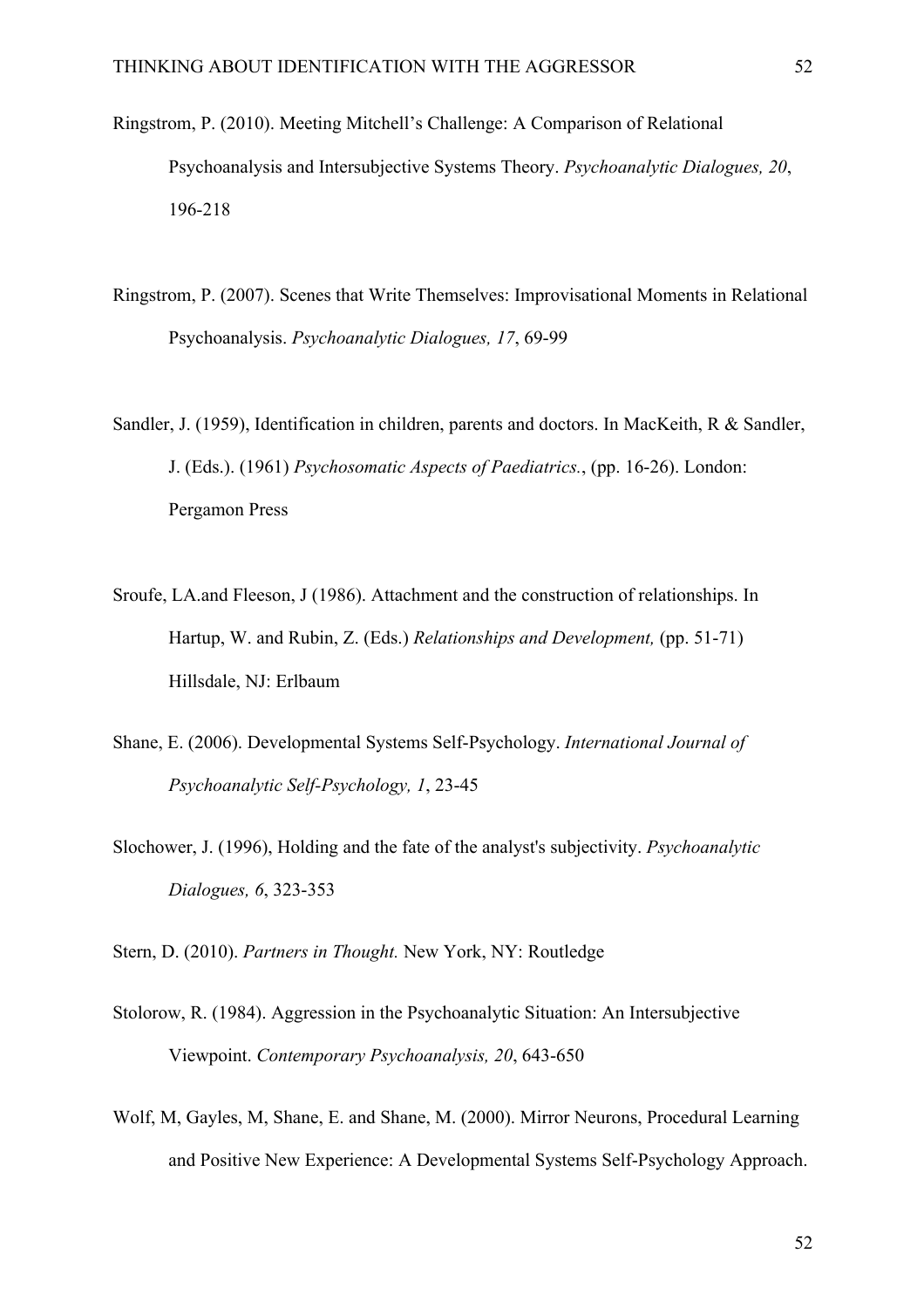Ringstrom, P. (2010). Meeting Mitchell's Challenge: A Comparison of Relational Psychoanalysis and Intersubjective Systems Theory. *Psychoanalytic Dialogues, 20*, 196-218

Ringstrom, P. (2007). Scenes that Write Themselves: Improvisational Moments in Relational Psychoanalysis. *Psychoanalytic Dialogues, 17*, 69-99

Sandler, J. (1959), Identification in children, parents and doctors. In MacKeith, R & Sandler, J. (Eds.). (1961) *Psychosomatic Aspects of Paediatrics.*, (pp. 16-26). London: Pergamon Press

Sroufe, LA.and Fleeson, J (1986). Attachment and the construction of relationships. In Hartup, W. and Rubin, Z. (Eds.) *Relationships and Development,* (pp. 51-71) Hillsdale, NJ: Erlbaum

Shane, E. (2006). Developmental Systems Self-Psychology. *International Journal of Psychoanalytic Self-Psychology, 1*, 23-45

Slochower, J. (1996), Holding and the fate of the analyst's subjectivity. *Psychoanalytic Dialogues, 6*, 323-353

Stern, D. (2010). *Partners in Thought.* New York, NY: Routledge

Stolorow, R. (1984). Aggression in the Psychoanalytic Situation: An Intersubjective Viewpoint. *Contemporary Psychoanalysis, 20*, 643-650

Wolf, M, Gayles, M, Shane, E. and Shane, M. (2000). Mirror Neurons, Procedural Learning and Positive New Experience: A Developmental Systems Self-Psychology Approach.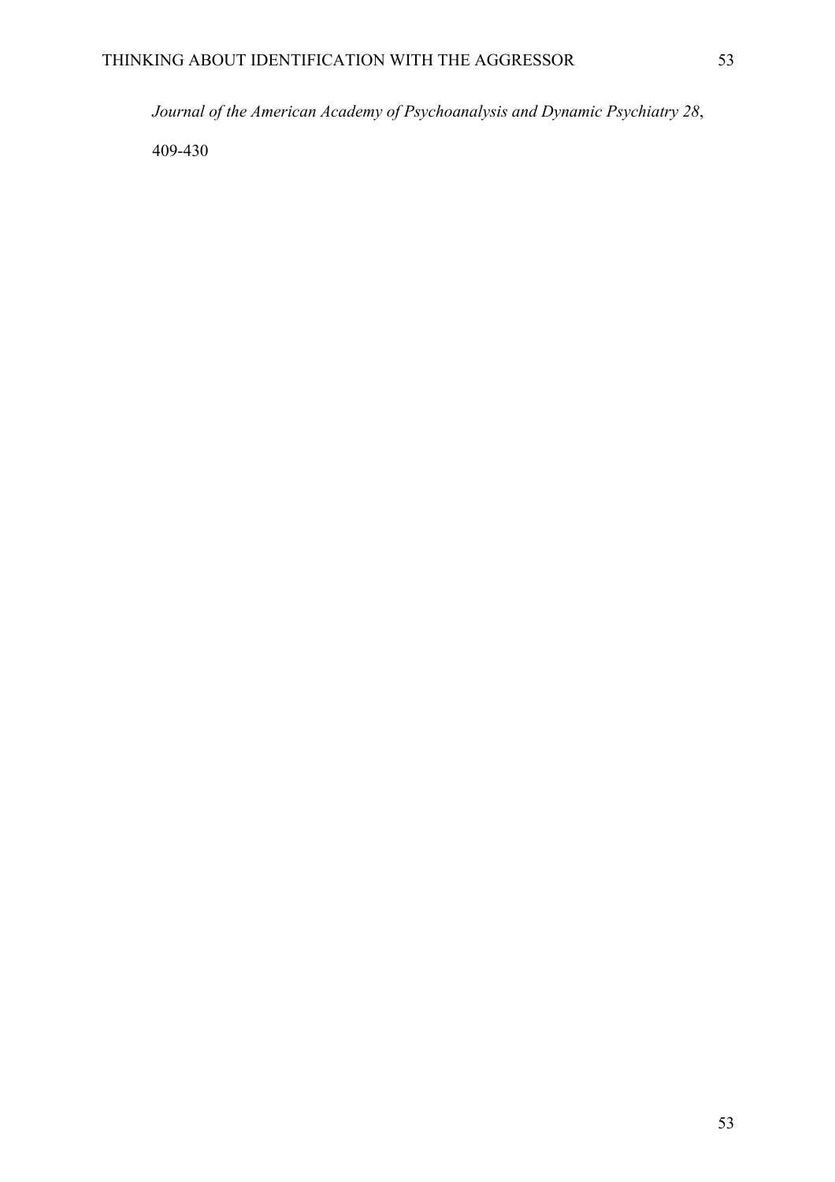*Journal of the American Academy of Psychoanalysis and Dynamic Psychiatry 28*, 409-430